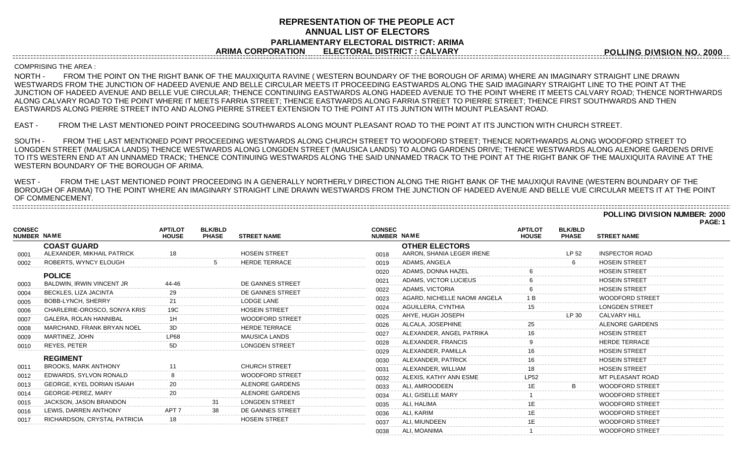# REPRESENTATION OF THE PEOPLE ACT
## ANNUAL LIST OF ELECTORS
### PARLIAMENTARY ELECTORAL DISTRICT: ARIMA
### ARIMA CORPORATION ELECTORAL DISTRICT : CALVARY

**POLLING DIVISION NO. 2000**

COMPRISING THE AREA :

NORTH - FROM THE POINT ON THE RIGHT BANK OF THE MAUXIQUITA RAVINE ( WESTERN BOUNDARY OF THE BOROUGH OF ARIMA) WHERE AN IMAGINARY STRAIGHT LINE DRAWN WESTWARDS FROM THE JUNCTION OF HADEED AVENUE AND BELLE CIRCULAR MEETS IT PROCEEDING EASTWARDS ALONG THE SAID IMAGINARY STRAIGHT LINE TO THE POINT AT THE JUNCTION OF HADEED AVENUE AND BELLE VUE CIRCULAR; THENCE CONTINUING EASTWARDS ALONG HADEED AVENUE TO THE POINT WHERE IT MEETS CALVARY ROAD; THENCE NORTHWARDS ALONG CALVARY ROAD TO THE POINT WHERE IT MEETS FARRIA STREET; THENCE EASTWARDS ALONG FARRIA STREET TO PIERRE STREET; THENCE FIRST SOUTHWARDS AND THEN EASTWARDS ALONG PIERRE STREET INTO AND ALONG PIERRE STREET EXTENSION TO THE POINT AT ITS JUNTION WITH MOUNT PLEASANT ROAD.

EAST - FROM THE LAST MENTIONED POINT PROCEEDING SOUTHWARDS ALONG MOUNT PLEASANT ROAD TO THE POINT AT ITS JUNCTION WITH CHURCH STREET.

SOUTH - FROM THE LAST MENTIONED POINT PROCEEDING WESTWARDS ALONG CHURCH STREET TO WOODFORD STREET; THENCE NORTHWARDS ALONG WOODFORD STREET TO LONGDEN STREET (MAUSICA LANDS) THENCE WESTWARDS ALONG LONGDEN STREET (MAUSICA LANDS) TO ALONG GARDENS DRIVE; THENCE WESTWARDS ALONG ALENORE GARDENS DRIVE TO ITS WESTERN END AT AN UNNAMED TRACK; THENCE CONTINUING WESTWARDS ALONG THE SAID UNNAMED TRACK TO THE POINT AT THE RIGHT BANK OF THE MAUXIQUITA RAVINE AT THE WESTERN BOUNDARY OF THE BOROUGH OF ARIMA.

WEST - FROM THE LAST MENTIONED POINT PROCEEDING IN A GENERALLY NORTHERLY DIRECTION ALONG THE RIGHT BANK OF THE MAUXIQUI RAVINE (WESTERN BOUNDARY OF THE BOROUGH OF ARIMA) TO THE POINT WHERE AN IMAGINARY STRAIGHT LINE DRAWN WESTWARDS FROM THE JUNCTION OF HADEED AVENUE AND BELLE VUE CIRCULAR MEETS IT AT THE POINT OF COMMENCEMENT.

**POLLING DIVISION NUMBER: 2000**

| CONSEC NUMBER | NAME | APT/LOT HOUSE | BLK/BLD PHASE | STREET NAME |
|---|---|---|---|---|
| | **COAST GUARD** | | | |
| 0001 | ALEXANDER, MIKHAIL PATRICK | 18 | | HOSEIN STREET |
| 0002 | ROBERTS, WYNCY ELOUGH | | 5 | HERDE TERRACE |
| | **POLICE** | | | |
| 0003 | BALDWIN, IRWIN VINCENT JR | 44-46 | | DE GANNES STREET |
| 0004 | BECKLES, LIZA JACINTA | 29 | | DE GANNES STREET |
| 0005 | BOBB-LYNCH, SHERRY | 21 | | LODGE LANE |
| 0006 | CHARLERIE-OROSCO, SONYA KRIS | 19C | | HOSEIN STREET |
| 0007 | GALERA, ROLAN HANNIBAL | 1H | | WOODFORD STREET |
| 0008 | MARCHAND, FRANK BRYAN NOEL | 3D | | HERDE TERRACE |
| 0009 | MARTINEZ, JOHN | LP68 | | MAUSICA LANDS |
| 0010 | REYES, PETER | 5D | | LONGDEN STREET |
| | **REGIMENT** | | | |
| 0011 | BROOKS, MARK ANTHONY | 11 | | CHURCH STREET |
| 0012 | EDWARDS, SYLVON RONALD | 8 | | WOODFORD STREET |
| 0013 | GEORGE, KYEL DORIAN ISAIAH | 20 | | ALENORE GARDENS |
| 0014 | GEORGE, MARY | 20 | | ALENORE GARDENS |
| 0015 | JACKSON, JASON BRANDON | | 31 | LONGDEN STREET |
| 0016 | LEWIS, DARREN ANTHONY | APT 7 | 38 | DE GANNES STREET |
| 0017 | RICHARDSON, CRYSTAL PATRICIA | 18 | | HOSEIN STREET |
| | **OTHER ELECTORS** | | | |
| 0018 | AARON, SHANIA LEGER IRENE | | LP 52 | INSPECTOR ROAD |
| 0019 | ADAMS, ANGELA | | 6 | HOSEIN STREET |
| 0020 | ADAMS, DONNA HAZEL | 6 | | HOSEIN STREET |
| 0021 | ADAMS, VICTOR LUCIEUS | 6 | | HOSEIN STREET |
| 0022 | ADAMS, VICTORIA | 6 | | HOSEIN STREET |
| 0023 | AGARD, NICHELLE NAOMI ANGELA | 1 B | | WOODFORD STREET |
| 0024 | AGUILLERA, CYNTHIA | 15 | | LONGDEN STREET |
| 0025 | AHYE, HUGH JOSEPH | | LP 30 | CALVARY HILL |
| 0026 | ALCALA, JOSEPHINE | 25 | | ALENORE GARDENS |
| 0027 | ALEXANDER, ANGEL PATRIKA | 16 | | HOSEIN STREET |
| 0028 | ALEXANDER, FRANCIS | 9 | | HERDE TERRACE |
| 0029 | ALEXANDER, PAMILLA | 16 | | HOSEIN STREET |
| 0030 | ALEXANDER, PATRICK | 16 | | HOSEIN STREET |
| 0031 | ALEXANDER, WILLIAM | 18 | | HOSEIN STREET |
| 0032 | ALEXIS, KATHY ANN ESME | LP52 | | MT PLEASANT ROAD |
| 0033 | ALI, AMROODEEN | 1E | B | WOODFORD STREET |
| 0034 | ALI, GISELLE MARY | 1 | | WOODFORD STREET |
| 0035 | ALI, HALIMA | 1E | | WOODFORD STREET |
| 0036 | ALI, KARIM | 1E | | WOODFORD STREET |
| 0037 | ALI, MIUNDEEN | 1E | | WOODFORD STREET |
| 0038 | ALI, MOANIMA | 1 | | WOODFORD STREET |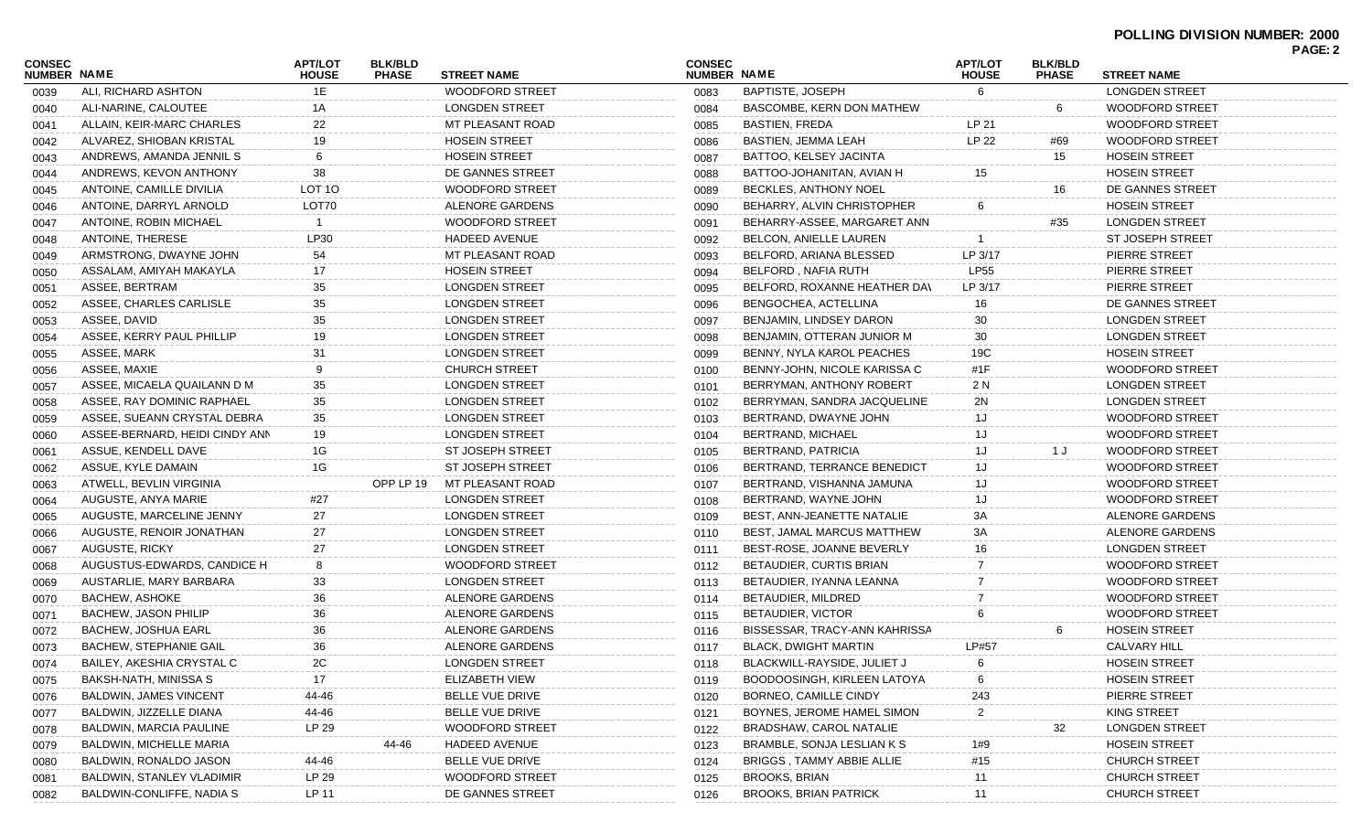**POLLING DIVISION NUMBER: 2000**

| CONSEC NUMBER | NAME | APT/LOT HOUSE | BLK/BLD PHASE | STREET NAME |
|---|---|---|---|---|
| 0039 | ALI, RICHARD ASHTON | 1E | | WOODFORD STREET |
| 0040 | ALI-NARINE, CALOUTEE | 1A | | LONGDEN STREET |
| 0041 | ALLAIN, KEIR-MARC CHARLES | 22 | | MT PLEASANT ROAD |
| 0042 | ALVAREZ, SHIOBAN KRISTAL | 19 | | HOSEIN STREET |
| 0043 | ANDREWS, AMANDA JENNIL S | 6 | | HOSEIN STREET |
| 0044 | ANDREWS, KEVON ANTHONY | 38 | | DE GANNES STREET |
| 0045 | ANTOINE, CAMILLE DIVILIA | LOT 1O | | WOODFORD STREET |
| 0046 | ANTOINE, DARRYL ARNOLD | LOT70 | | ALENORE GARDENS |
| 0047 | ANTOINE, ROBIN MICHAEL | 1 | | WOODFORD STREET |
| 0048 | ANTOINE, THERESE | LP30 | | HADEED AVENUE |
| 0049 | ARMSTRONG, DWAYNE JOHN | 54 | | MT PLEASANT ROAD |
| 0050 | ASSALAM, AMIYAH MAKAYLA | 17 | | HOSEIN STREET |
| 0051 | ASSEE, BERTRAM | 35 | | LONGDEN STREET |
| 0052 | ASSEE, CHARLES CARLISLE | 35 | | LONGDEN STREET |
| 0053 | ASSEE, DAVID | 35 | | LONGDEN STREET |
| 0054 | ASSEE, KERRY PAUL PHILLIP | 19 | | LONGDEN STREET |
| 0055 | ASSEE, MARK | 31 | | LONGDEN STREET |
| 0056 | ASSEE, MAXIE | 9 | | CHURCH STREET |
| 0057 | ASSEE, MICAELA QUAILANN D M | 35 | | LONGDEN STREET |
| 0058 | ASSEE, RAY DOMINIC RAPHAEL | 35 | | LONGDEN STREET |
| 0059 | ASSEE, SUEANN CRYSTAL DEBRA | 35 | | LONGDEN STREET |
| 0060 | ASSEE-BERNARD, HEIDI CINDY ANN | 19 | | LONGDEN STREET |
| 0061 | ASSUE, KENDELL DAVE | 1G | | ST JOSEPH STREET |
| 0062 | ASSUE, KYLE DAMAIN | 1G | | ST JOSEPH STREET |
| 0063 | ATWELL, BEVLIN VIRGINIA | | OPP LP 19 | MT PLEASANT ROAD |
| 0064 | AUGUSTE, ANYA MARIE | #27 | | LONGDEN STREET |
| 0065 | AUGUSTE, MARCELINE JENNY | 27 | | LONGDEN STREET |
| 0066 | AUGUSTE, RENOIR JONATHAN | 27 | | LONGDEN STREET |
| 0067 | AUGUSTE, RICKY | 27 | | LONGDEN STREET |
| 0068 | AUGUSTUS-EDWARDS, CANDICE H | 8 | | WOODFORD STREET |
| 0069 | AUSTARLIE, MARY BARBARA | 33 | | LONGDEN STREET |
| 0070 | BACHEW, ASHOKE | 36 | | ALENORE GARDENS |
| 0071 | BACHEW, JASON PHILIP | 36 | | ALENORE GARDENS |
| 0072 | BACHEW, JOSHUA EARL | 36 | | ALENORE GARDENS |
| 0073 | BACHEW, STEPHANIE GAIL | 36 | | ALENORE GARDENS |
| 0074 | BAILEY, AKESHIA CRYSTAL C | 2C | | LONGDEN STREET |
| 0075 | BAKSH-NATH, MINISSA S | 17 | | ELIZABETH VIEW |
| 0076 | BALDWIN, JAMES VINCENT | 44-46 | | BELLE VUE DRIVE |
| 0077 | BALDWIN, JIZZELLE DIANA | 44-46 | | BELLE VUE DRIVE |
| 0078 | BALDWIN, MARCIA PAULINE | LP 29 | | WOODFORD STREET |
| 0079 | BALDWIN, MICHELLE MARIA | | 44-46 | HADEED AVENUE |
| 0080 | BALDWIN, RONALDO JASON | 44-46 | | BELLE VUE DRIVE |
| 0081 | BALDWIN, STANLEY VLADIMIR | LP 29 | | WOODFORD STREET |
| 0082 | BALDWIN-CONLIFFE, NADIA S | LP 11 | | DE GANNES STREET |
| 0083 | BAPTISTE, JOSEPH | 6 | | LONGDEN STREET |
| 0084 | BASCOMBE, KERN DON MATHEW | | 6 | WOODFORD STREET |
| 0085 | BASTIEN, FREDA | LP 21 | | WOODFORD STREET |
| 0086 | BASTIEN, JEMMA LEAH | LP 22 | #69 | WOODFORD STREET |
| 0087 | BATTOO, KELSEY JACINTA | | 15 | HOSEIN STREET |
| 0088 | BATTOO-JOHANITAN, AVIAN H | 15 | | HOSEIN STREET |
| 0089 | BECKLES, ANTHONY NOEL | | 16 | DE GANNES STREET |
| 0090 | BEHARRY, ALVIN CHRISTOPHER | 6 | | HOSEIN STREET |
| 0091 | BEHARRY-ASSEE, MARGARET ANN | | #35 | LONGDEN STREET |
| 0092 | BELCON, ANIELLE LAUREN | 1 | | ST JOSEPH STREET |
| 0093 | BELFORD, ARIANA BLESSED | LP 3/17 | | PIERRE STREET |
| 0094 | BELFORD , NAFIA RUTH | LP55 | | PIERRE STREET |
| 0095 | BELFORD, ROXANNE HEATHER DAV | LP 3/17 | | PIERRE STREET |
| 0096 | BENGOCHEA, ACTELLINA | 16 | | DE GANNES STREET |
| 0097 | BENJAMIN, LINDSEY DARON | 30 | | LONGDEN STREET |
| 0098 | BENJAMIN, OTTERAN JUNIOR M | 30 | | LONGDEN STREET |
| 0099 | BENNY, NYLA KAROL PEACHES | 19C | | HOSEIN STREET |
| 0100 | BENNY-JOHN, NICOLE KARISSA C | #1F | | WOODFORD STREET |
| 0101 | BERRYMAN, ANTHONY ROBERT | 2 N | | LONGDEN STREET |
| 0102 | BERRYMAN, SANDRA JACQUELINE | 2N | | LONGDEN STREET |
| 0103 | BERTRAND, DWAYNE JOHN | 1J | | WOODFORD STREET |
| 0104 | BERTRAND, MICHAEL | 1J | | WOODFORD STREET |
| 0105 | BERTRAND, PATRICIA | 1J | 1 J | WOODFORD STREET |
| 0106 | BERTRAND, TERRANCE BENEDICT | 1J | | WOODFORD STREET |
| 0107 | BERTRAND, VISHANNA JAMUNA | 1J | | WOODFORD STREET |
| 0108 | BERTRAND, WAYNE JOHN | 1J | | WOODFORD STREET |
| 0109 | BEST, ANN-JEANETTE NATALIE | 3A | | ALENORE GARDENS |
| 0110 | BEST, JAMAL MARCUS MATTHEW | 3A | | ALENORE GARDENS |
| 0111 | BEST-ROSE, JOANNE BEVERLY | 16 | | LONGDEN STREET |
| 0112 | BETAUDIER, CURTIS BRIAN | 7 | | WOODFORD STREET |
| 0113 | BETAUDIER, IYANNA LEANNA | 7 | | WOODFORD STREET |
| 0114 | BETAUDIER, MILDRED | 7 | | WOODFORD STREET |
| 0115 | BETAUDIER, VICTOR | 6 | | WOODFORD STREET |
| 0116 | BISSESSAR, TRACY-ANN KAHRISSA | | 6 | HOSEIN STREET |
| 0117 | BLACK, DWIGHT MARTIN | LP#57 | | CALVARY HILL |
| 0118 | BLACKWILL-RAYSIDE, JULIET J | 6 | | HOSEIN STREET |
| 0119 | BOODOOSINGH, KIRLEEN LATOYA | 6 | | HOSEIN STREET |
| 0120 | BORNEO, CAMILLE CINDY | 243 | | PIERRE STREET |
| 0121 | BOYNES, JEROME HAMEL SIMON | 2 | | KING STREET |
| 0122 | BRADSHAW, CAROL NATALIE | | 32 | LONGDEN STREET |
| 0123 | BRAMBLE, SONJA LESLIAN K S | 1#9 | | HOSEIN STREET |
| 0124 | BRIGGS , TAMMY ABBIE ALLIE | #15 | | CHURCH STREET |
| 0125 | BROOKS, BRIAN | 11 | | CHURCH STREET |
| 0126 | BROOKS, BRIAN PATRICK | 11 | | CHURCH STREET |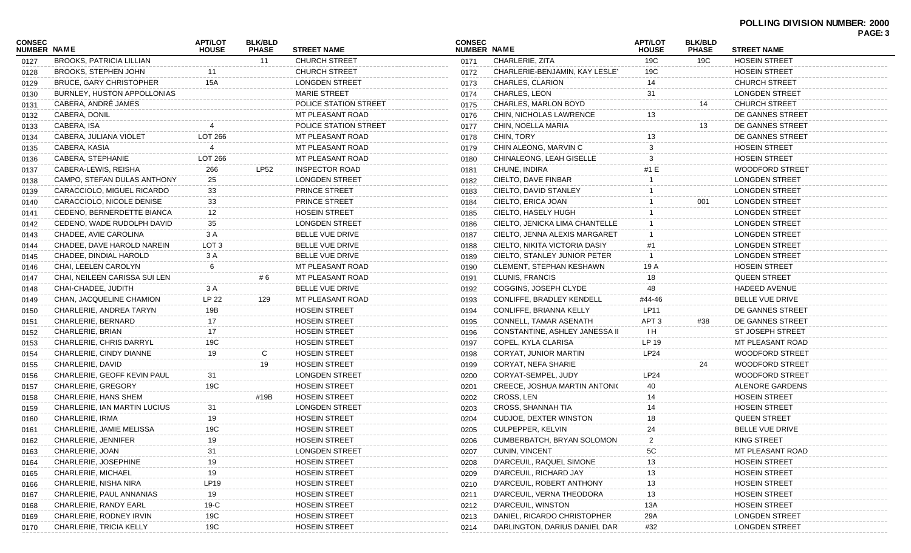**POLLING DIVISION NUMBER: 2000**

| CONSEC NUMBER | NAME | APT/LOT HOUSE | BLK/BLD PHASE | STREET NAME |
|---|---|---|---|---|
| 0127 | BROOKS, PATRICIA LILLIAN | | 11 | CHURCH STREET |
| 0128 | BROOKS, STEPHEN JOHN | 11 | | CHURCH STREET |
| 0129 | BRUCE, GARY CHRISTOPHER | 15A | | LONGDEN STREET |
| 0130 | BURNLEY, HUSTON APPOLLONIAS | | | MARIE STREET |
| 0131 | CABERA, ANDRÉ JAMES | | | POLICE STATION STREET |
| 0132 | CABERA, DONIL | | | MT PLEASANT ROAD |
| 0133 | CABERA, ISA | 4 | | POLICE STATION STREET |
| 0134 | CABERA, JULIANA VIOLET | LOT 266 | | MT PLEASANT ROAD |
| 0135 | CABERA, KASIA | 4 | | MT PLEASANT ROAD |
| 0136 | CABERA, STEPHANIE | LOT 266 | | MT PLEASANT ROAD |
| 0137 | CABERA-LEWIS, REISHA | 266 | LP52 | INSPECTOR ROAD |
| 0138 | CAMPO, STEFAN DULAS ANTHONY | 25 | | LONGDEN STREET |
| 0139 | CARACCIOLO, MIGUEL RICARDO | 33 | | PRINCE STREET |
| 0140 | CARACCIOLO, NICOLE DENISE | 33 | | PRINCE STREET |
| 0141 | CEDENO, BERNERDETTE BIANCA | 12 | | HOSEIN STREET |
| 0142 | CEDENO, WADE RUDOLPH DAVID | 35 | | LONGDEN STREET |
| 0143 | CHADEE, AVIE CAROLINA | 3 A | | BELLE VUE DRIVE |
| 0144 | CHADEE, DAVE HAROLD NAREIN | LOT 3 | | BELLE VUE DRIVE |
| 0145 | CHADEE, DINDIAL HAROLD | 3 A | | BELLE VUE DRIVE |
| 0146 | CHAI, LEELEN CAROLYN | 6 | | MT PLEASANT ROAD |
| 0147 | CHAI, NEILEEN CARISSA SUI LEN | | # 6 | MT PLEASANT ROAD |
| 0148 | CHAI-CHADEE, JUDITH | 3 A | | BELLE VUE DRIVE |
| 0149 | CHAN, JACQUELINE CHAMION | LP 22 | 129 | MT PLEASANT ROAD |
| 0150 | CHARLERIE, ANDREA TARYN | 19B | | HOSEIN STREET |
| 0151 | CHARLERIE, BERNARD | 17 | | HOSEIN STREET |
| 0152 | CHARLERIE, BRIAN | 17 | | HOSEIN STREET |
| 0153 | CHARLERIE, CHRIS DARRYL | 19C | | HOSEIN STREET |
| 0154 | CHARLERIE, CINDY DIANNE | 19 | C | HOSEIN STREET |
| 0155 | CHARLERIE, DAVID | | 19 | HOSEIN STREET |
| 0156 | CHARLERIE, GEOFF KEVIN PAUL | 31 | | LONGDEN STREET |
| 0157 | CHARLERIE, GREGORY | 19C | | HOSEIN STREET |
| 0158 | CHARLERIE, HANS SHEM | | #19B | HOSEIN STREET |
| 0159 | CHARLERIE, IAN MARTIN LUCIUS | 31 | | LONGDEN STREET |
| 0160 | CHARLERIE, IRMA | 19 | | HOSEIN STREET |
| 0161 | CHARLERIE, JAMIE MELISSA | 19C | | HOSEIN STREET |
| 0162 | CHARLERIE, JENNIFER | 19 | | HOSEIN STREET |
| 0163 | CHARLERIE, JOAN | 31 | | LONGDEN STREET |
| 0164 | CHARLERIE, JOSEPHINE | 19 | | HOSEIN STREET |
| 0165 | CHARLERIE, MICHAEL | 19 | | HOSEIN STREET |
| 0166 | CHARLERIE, NISHA NIRA | LP19 | | HOSEIN STREET |
| 0167 | CHARLERIE, PAUL ANNANIAS | 19 | | HOSEIN STREET |
| 0168 | CHARLERIE, RANDY EARL | 19-C | | HOSEIN STREET |
| 0169 | CHARLERIE, RODNEY IRVIN | 19C | | HOSEIN STREET |
| 0170 | CHARLERIE, TRICIA KELLY | 19C | | HOSEIN STREET |
| 0171 | CHARLERIE, ZITA | 19C | 19C | HOSEIN STREET |
| 0172 | CHARLERIE-BENJAMIN, KAY LESLEY | 19C | | HOSEIN STREET |
| 0173 | CHARLES, CLARION | 14 | | CHURCH STREET |
| 0174 | CHARLES, LEON | 31 | | LONGDEN STREET |
| 0175 | CHARLES, MARLON BOYD | | 14 | CHURCH STREET |
| 0176 | CHIN, NICHOLAS LAWRENCE | 13 | | DE GANNES STREET |
| 0177 | CHIN, NOELLA MARIA | | 13 | DE GANNES STREET |
| 0178 | CHIN, TORY | 13 | | DE GANNES STREET |
| 0179 | CHIN ALEONG, MARVIN C | 3 | | HOSEIN STREET |
| 0180 | CHINALEONG, LEAH GISELLE | 3 | | HOSEIN STREET |
| 0181 | CHUNE, INDIRA | #1 E | | WOODFORD STREET |
| 0182 | CIELTO, DAVE FINBAR | 1 | | LONGDEN STREET |
| 0183 | CIELTO, DAVID STANLEY | 1 | | LONGDEN STREET |
| 0184 | CIELTO, ERICA JOAN | 1 | 001 | LONGDEN STREET |
| 0185 | CIELTO, HASELY HUGH | 1 | | LONGDEN STREET |
| 0186 | CIELTO, JENICKA LIMA CHANTELLE | 1 | | LONGDEN STREET |
| 0187 | CIELTO, JENNA ALEXIS MARGARET | 1 | | LONGDEN STREET |
| 0188 | CIELTO, NIKITA VICTORIA DASIY | #1 | | LONGDEN STREET |
| 0189 | CIELTO, STANLEY JUNIOR PETER | 1 | | LONGDEN STREET |
| 0190 | CLEMENT, STEPHAN KESHAWN | 19 A | | HOSEIN STREET |
| 0191 | CLUNIS, FRANCIS | 18 | | QUEEN STREET |
| 0192 | COGGINS, JOSEPH CLYDE | 48 | | HADEED AVENUE |
| 0193 | CONLIFFE, BRADLEY KENDELL | #44-46 | | BELLE VUE DRIVE |
| 0194 | CONLIFFE, BRIANNA KELLY | LP11 | | DE GANNES STREET |
| 0195 | CONNELL, TAMAR ASENATH | APT 3 | #38 | DE GANNES STREET |
| 0196 | CONSTANTINE, ASHLEY JANESSA II | I H | | ST JOSEPH STREET |
| 0197 | COPEL, KYLA CLARISA | LP 19 | | MT PLEASANT ROAD |
| 0198 | CORYAT, JUNIOR MARTIN | LP24 | | WOODFORD STREET |
| 0199 | CORYAT, NEFA SHARIE | | 24 | WOODFORD STREET |
| 0200 | CORYAT-SEMPEL, JUDY | LP24 | | WOODFORD STREET |
| 0201 | CREECE, JOSHUA MARTIN ANTONIO | 40 | | ALENORE GARDENS |
| 0202 | CROSS, LEN | 14 | | HOSEIN STREET |
| 0203 | CROSS, SHANNAH TIA | 14 | | HOSEIN STREET |
| 0204 | CUDJOE, DEXTER WINSTON | 18 | | QUEEN STREET |
| 0205 | CULPEPPER, KELVIN | 24 | | BELLE VUE DRIVE |
| 0206 | CUMBERBATCH, BRYAN SOLOMON | 2 | | KING STREET |
| 0207 | CUNIN, VINCENT | 5C | | MT PLEASANT ROAD |
| 0208 | D'ARCEUIL, RAQUEL SIMONE | 13 | | HOSEIN STREET |
| 0209 | D'ARCEUIL, RICHARD JAY | 13 | | HOSEIN STREET |
| 0210 | D'ARCEUIL, ROBERT ANTHONY | 13 | | HOSEIN STREET |
| 0211 | D'ARCEUIL, VERNA THEODORA | 13 | | HOSEIN STREET |
| 0212 | D'ARCEUIL, WINSTON | 13A | | HOSEIN STREET |
| 0213 | DANIEL, RICARDO CHRISTOPHER | 29A | | LONGDEN STREET |
| 0214 | DARLINGTON, DARIUS DANIEL DAR | #32 | | LONGDEN STREET |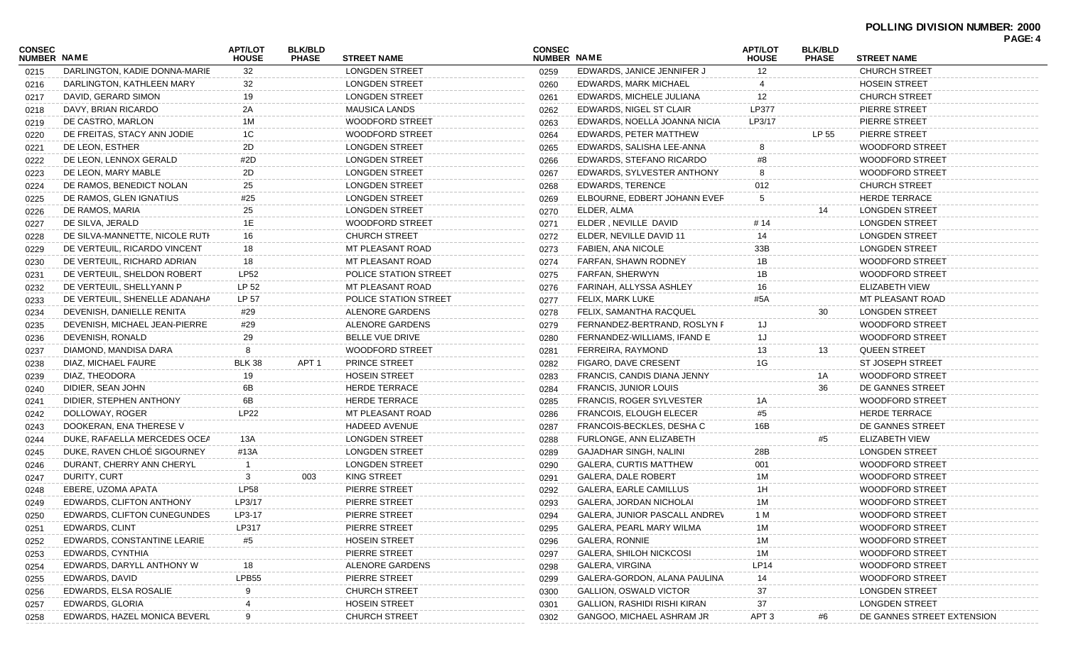**POLLING DIVISION NUMBER: 2000**

| CONSEC NUMBER | NAME | APT/LOT HOUSE | BLK/BLD PHASE | STREET NAME |
|---|---|---|---|---|
| 0215 | DARLINGTON, KADIE DONNA-MARIE | 32 | | LONGDEN STREET |
| 0216 | DARLINGTON, KATHLEEN MARY | 32 | | LONGDEN STREET |
| 0217 | DAVID, GERARD SIMON | 19 | | LONGDEN STREET |
| 0218 | DAVY, BRIAN RICARDO | 2A | | MAUSICA LANDS |
| 0219 | DE CASTRO, MARLON | 1M | | WOODFORD STREET |
| 0220 | DE FREITAS, STACY ANN JODIE | 1C | | WOODFORD STREET |
| 0221 | DE LEON, ESTHER | 2D | | LONGDEN STREET |
| 0222 | DE LEON, LENNOX GERALD | #2D | | LONGDEN STREET |
| 0223 | DE LEON, MARY MABLE | 2D | | LONGDEN STREET |
| 0224 | DE RAMOS, BENEDICT NOLAN | 25 | | LONGDEN STREET |
| 0225 | DE RAMOS, GLEN IGNATIUS | #25 | | LONGDEN STREET |
| 0226 | DE RAMOS, MARIA | 25 | | LONGDEN STREET |
| 0227 | DE SILVA, JERALD | 1E | | WOODFORD STREET |
| 0228 | DE SILVA-MANNETTE, NICOLE RUTH | 16 | | CHURCH STREET |
| 0229 | DE VERTEUIL, RICARDO VINCENT | 18 | | MT PLEASANT ROAD |
| 0230 | DE VERTEUIL, RICHARD ADRIAN | 18 | | MT PLEASANT ROAD |
| 0231 | DE VERTEUIL, SHELDON ROBERT | LP52 | | POLICE STATION STREET |
| 0232 | DE VERTEUIL, SHELLYANN P | LP 52 | | MT PLEASANT ROAD |
| 0233 | DE VERTEUIL, SHENELLE ADANAHA | LP 57 | | POLICE STATION STREET |
| 0234 | DEVENISH, DANIELLE RENITA | #29 | | ALENORE GARDENS |
| 0235 | DEVENISH, MICHAEL JEAN-PIERRE | #29 | | ALENORE GARDENS |
| 0236 | DEVENISH, RONALD | 29 | | BELLE VUE DRIVE |
| 0237 | DIAMOND, MANDISA DARA | 8 | | WOODFORD STREET |
| 0238 | DIAZ, MICHAEL FAURE | BLK 38 | APT 1 | PRINCE STREET |
| 0239 | DIAZ, THEODORA | 19 | | HOSEIN STREET |
| 0240 | DIDIER, SEAN JOHN | 6B | | HERDE TERRACE |
| 0241 | DIDIER, STEPHEN ANTHONY | 6B | | HERDE TERRACE |
| 0242 | DOLLOWAY, ROGER | LP22 | | MT PLEASANT ROAD |
| 0243 | DOOKERAN, ENA THERESE V | | | HADEED AVENUE |
| 0244 | DUKE, RAFAELLA MERCEDES OCEA | 13A | | LONGDEN STREET |
| 0245 | DUKE, RAVEN CHLOÉ SIGOURNEY | #13A | | LONGDEN STREET |
| 0246 | DURANT, CHERRY ANN CHERYL | 1 | | LONGDEN STREET |
| 0247 | DURITY, CURT | 3 | 003 | KING STREET |
| 0248 | EBERE, UZOMA APATA | LP58 | | PIERRE STREET |
| 0249 | EDWARDS, CLIFTON ANTHONY | LP3/17 | | PIERRE STREET |
| 0250 | EDWARDS, CLIFTON CUNEGUNDES | LP3-17 | | PIERRE STREET |
| 0251 | EDWARDS, CLINT | LP317 | | PIERRE STREET |
| 0252 | EDWARDS, CONSTANTINE LEARIE | #5 | | HOSEIN STREET |
| 0253 | EDWARDS, CYNTHIA | | | PIERRE STREET |
| 0254 | EDWARDS, DARYLL ANTHONY W | 18 | | ALENORE GARDENS |
| 0255 | EDWARDS, DAVID | LPB55 | | PIERRE STREET |
| 0256 | EDWARDS, ELSA ROSALIE | 9 | | CHURCH STREET |
| 0257 | EDWARDS, GLORIA | 4 | | HOSEIN STREET |
| 0258 | EDWARDS, HAZEL MONICA BEVERL | 9 | | CHURCH STREET |
| 0259 | EDWARDS, JANICE JENNIFER J | 12 | | CHURCH STREET |
| 0260 | EDWARDS, MARK MICHAEL | 4 | | HOSEIN STREET |
| 0261 | EDWARDS, MICHELE JULIANA | 12 | | CHURCH STREET |
| 0262 | EDWARDS, NIGEL ST CLAIR | LP377 | | PIERRE STREET |
| 0263 | EDWARDS, NOELLA JOANNA NICIA | LP3/17 | | PIERRE STREET |
| 0264 | EDWARDS, PETER MATTHEW | | LP 55 | PIERRE STREET |
| 0265 | EDWARDS, SALISHA LEE-ANNA | 8 | | WOODFORD STREET |
| 0266 | EDWARDS, STEFANO RICARDO | #8 | | WOODFORD STREET |
| 0267 | EDWARDS, SYLVESTER ANTHONY | 8 | | WOODFORD STREET |
| 0268 | EDWARDS, TERENCE | 012 | | CHURCH STREET |
| 0269 | ELBOURNE, EDBERT JOHANN EVEF | 5 | | HERDE TERRACE |
| 0270 | ELDER, ALMA | | 14 | LONGDEN STREET |
| 0271 | ELDER , NEVILLE DAVID | # 14 | | LONGDEN STREET |
| 0272 | ELDER, NEVILLE DAVID 11 | 14 | | LONGDEN STREET |
| 0273 | FABIEN, ANA NICOLE | 33B | | LONGDEN STREET |
| 0274 | FARFAN, SHAWN RODNEY | 1B | | WOODFORD STREET |
| 0275 | FARFAN, SHERWYN | 1B | | WOODFORD STREET |
| 0276 | FARINAH, ALLYSSA ASHLEY | 16 | | ELIZABETH VIEW |
| 0277 | FELIX, MARK LUKE | #5A | | MT PLEASANT ROAD |
| 0278 | FELIX, SAMANTHA RACQUEL | | 30 | LONGDEN STREET |
| 0279 | FERNANDEZ-BERTRAND, ROSLYN F | 1J | | WOODFORD STREET |
| 0280 | FERNANDEZ-WILLIAMS, IFAND E | 1J | | WOODFORD STREET |
| 0281 | FERREIRA, RAYMOND | 13 | 13 | QUEEN STREET |
| 0282 | FIGARO, DAVE CRESENT | 1G | | ST JOSEPH STREET |
| 0283 | FRANCIS, CANDIS DIANA JENNY | | 1A | WOODFORD STREET |
| 0284 | FRANCIS, JUNIOR LOUIS | | 36 | DE GANNES STREET |
| 0285 | FRANCIS, ROGER SYLVESTER | 1A | | WOODFORD STREET |
| 0286 | FRANCOIS, ELOUGH ELECER | #5 | | HERDE TERRACE |
| 0287 | FRANCOIS-BECKLES, DESHA C | 16B | | DE GANNES STREET |
| 0288 | FURLONGE, ANN ELIZABETH | | #5 | ELIZABETH VIEW |
| 0289 | GAJADHAR SINGH, NALINI | 28B | | LONGDEN STREET |
| 0290 | GALERA, CURTIS MATTHEW | 001 | | WOODFORD STREET |
| 0291 | GALERA, DALE ROBERT | 1M | | WOODFORD STREET |
| 0292 | GALERA, EARLE CAMILLUS | 1H | | WOODFORD STREET |
| 0293 | GALERA, JORDAN NICHOLAI | 1M | | WOODFORD STREET |
| 0294 | GALERA, JUNIOR PASCALL ANDREV | 1 M | | WOODFORD STREET |
| 0295 | GALERA, PEARL MARY WILMA | 1M | | WOODFORD STREET |
| 0296 | GALERA, RONNIE | 1M | | WOODFORD STREET |
| 0297 | GALERA, SHILOH NICKCOSI | 1M | | WOODFORD STREET |
| 0298 | GALERA, VIRGINA | LP14 | | WOODFORD STREET |
| 0299 | GALERA-GORDON, ALANA PAULINA | 14 | | WOODFORD STREET |
| 0300 | GALLION, OSWALD VICTOR | 37 | | LONGDEN STREET |
| 0301 | GALLION, RASHIDI RISHI KIRAN | 37 | | LONGDEN STREET |
| 0302 | GANGOO, MICHAEL ASHRAM JR | APT 3 | #6 | DE GANNES STREET EXTENSION |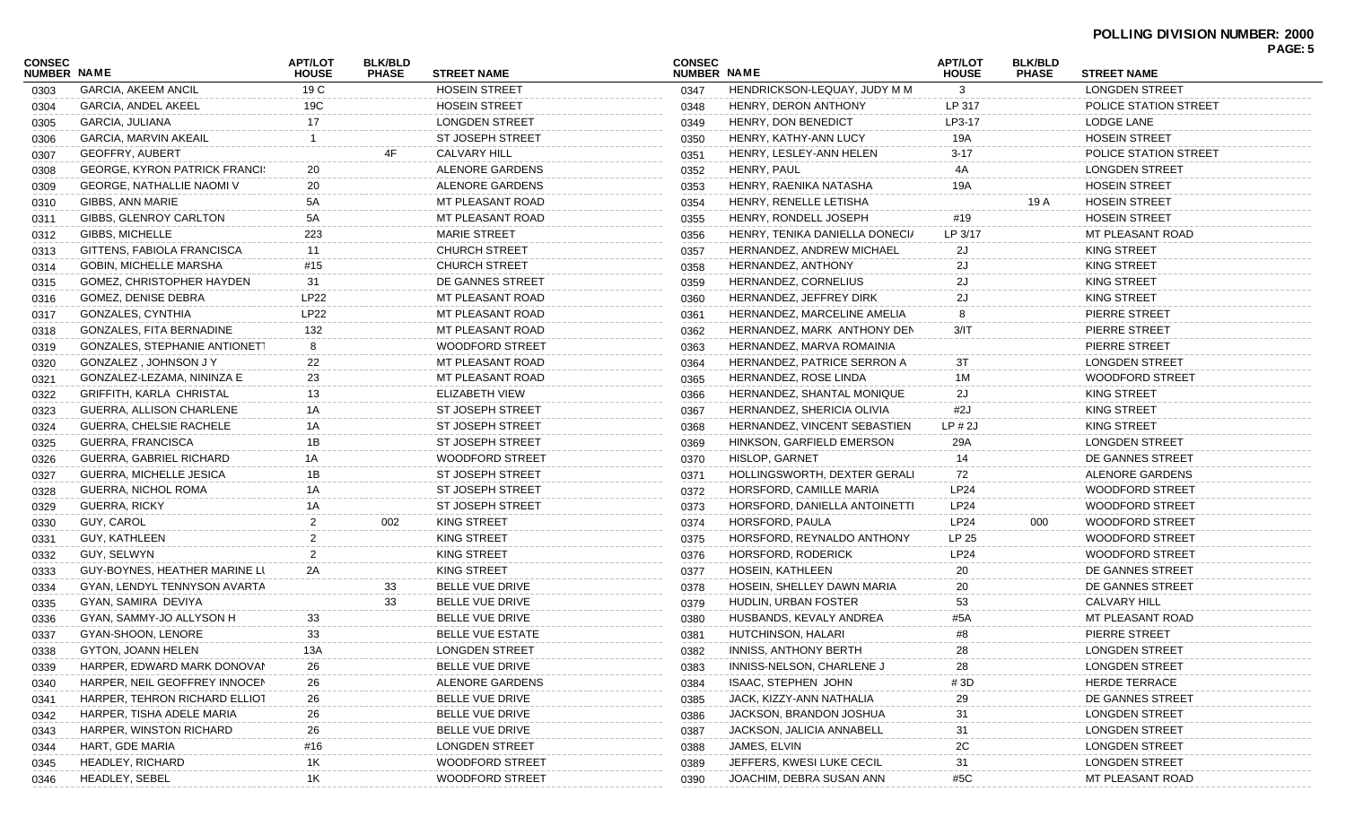**POLLING DIVISION NUMBER: 2000**

| CONSEC NUMBER | NAME | APT/LOT HOUSE | BLK/BLD PHASE | STREET NAME |
|---|---|---|---|---|
| 0303 | GARCIA, AKEEM ANCIL | 19 C | | HOSEIN STREET |
| 0304 | GARCIA, ANDEL AKEEL | 19C | | HOSEIN STREET |
| 0305 | GARCIA, JULIANA | 17 | | LONGDEN STREET |
| 0306 | GARCIA, MARVIN AKEAIL | 1 | | ST JOSEPH STREET |
| 0307 | GEOFFRY, AUBERT | | 4F | CALVARY HILL |
| 0308 | GEORGE, KYRON PATRICK FRANCI | 20 | | ALENORE GARDENS |
| 0309 | GEORGE, NATHALLIE NAOMI V | 20 | | ALENORE GARDENS |
| 0310 | GIBBS, ANN MARIE | 5A | | MT PLEASANT ROAD |
| 0311 | GIBBS, GLENROY CARLTON | 5A | | MT PLEASANT ROAD |
| 0312 | GIBBS, MICHELLE | 223 | | MARIE STREET |
| 0313 | GITTENS, FABIOLA FRANCISCA | 11 | | CHURCH STREET |
| 0314 | GOBIN, MICHELLE MARSHA | #15 | | CHURCH STREET |
| 0315 | GOMEZ, CHRISTOPHER HAYDEN | 31 | | DE GANNES STREET |
| 0316 | GOMEZ, DENISE DEBRA | LP22 | | MT PLEASANT ROAD |
| 0317 | GONZALES, CYNTHIA | LP22 | | MT PLEASANT ROAD |
| 0318 | GONZALES, FITA BERNADINE | 132 | | MT PLEASANT ROAD |
| 0319 | GONZALES, STEPHANIE ANTIONETT | 8 | | WOODFORD STREET |
| 0320 | GONZALEZ , JOHNSON J Y | 22 | | MT PLEASANT ROAD |
| 0321 | GONZALEZ-LEZAMA, NININZA E | 23 | | MT PLEASANT ROAD |
| 0322 | GRIFFITH, KARLA CHRISTAL | 13 | | ELIZABETH VIEW |
| 0323 | GUERRA, ALLISON CHARLENE | 1A | | ST JOSEPH STREET |
| 0324 | GUERRA, CHELSIE RACHELE | 1A | | ST JOSEPH STREET |
| 0325 | GUERRA, FRANCISCA | 1B | | ST JOSEPH STREET |
| 0326 | GUERRA, GABRIEL RICHARD | 1A | | WOODFORD STREET |
| 0327 | GUERRA, MICHELLE JESICA | 1B | | ST JOSEPH STREET |
| 0328 | GUERRA, NICHOL ROMA | 1A | | ST JOSEPH STREET |
| 0329 | GUERRA, RICKY | 1A | | ST JOSEPH STREET |
| 0330 | GUY, CAROL | 2 | 002 | KING STREET |
| 0331 | GUY, KATHLEEN | 2 | | KING STREET |
| 0332 | GUY, SELWYN | 2 | | KING STREET |
| 0333 | GUY-BOYNES, HEATHER MARINE LI | 2A | | KING STREET |
| 0334 | GYAN, LENDYL TENNYSON AVARTA | | 33 | BELLE VUE DRIVE |
| 0335 | GYAN, SAMIRA DEVIYA | | 33 | BELLE VUE DRIVE |
| 0336 | GYAN, SAMMY-JO ALLYSON H | 33 | | BELLE VUE DRIVE |
| 0337 | GYAN-SHOON, LENORE | 33 | | BELLE VUE ESTATE |
| 0338 | GYTON, JOANN HELEN | 13A | | LONGDEN STREET |
| 0339 | HARPER, EDWARD MARK DONOVAN | 26 | | BELLE VUE DRIVE |
| 0340 | HARPER, NEIL GEOFFREY INNOCEN | 26 | | ALENORE GARDENS |
| 0341 | HARPER, TEHRON RICHARD ELLIOT | 26 | | BELLE VUE DRIVE |
| 0342 | HARPER, TISHA ADELE MARIA | 26 | | BELLE VUE DRIVE |
| 0343 | HARPER, WINSTON RICHARD | 26 | | BELLE VUE DRIVE |
| 0344 | HART, GDE MARIA | #16 | | LONGDEN STREET |
| 0345 | HEADLEY, RICHARD | 1K | | WOODFORD STREET |
| 0346 | HEADLEY, SEBEL | 1K | | WOODFORD STREET |
| 0347 | HENDRICKSON-LEQUAY, JUDY M M | 3 | | LONGDEN STREET |
| 0348 | HENRY, DERON ANTHONY | LP 317 | | POLICE STATION STREET |
| 0349 | HENRY, DON BENEDICT | LP3-17 | | LODGE LANE |
| 0350 | HENRY, KATHY-ANN LUCY | 19A | | HOSEIN STREET |
| 0351 | HENRY, LESLEY-ANN HELEN | 3-17 | | POLICE STATION STREET |
| 0352 | HENRY, PAUL | 4A | | LONGDEN STREET |
| 0353 | HENRY, RAENIKA NATASHA | 19A | | HOSEIN STREET |
| 0354 | HENRY, RENELLE LETISHA | | 19 A | HOSEIN STREET |
| 0355 | HENRY, RONDELL JOSEPH | #19 | | HOSEIN STREET |
| 0356 | HENRY, TENIKA DANIELLA DONECIA | LP 3/17 | | MT PLEASANT ROAD |
| 0357 | HERNANDEZ, ANDREW MICHAEL | 2J | | KING STREET |
| 0358 | HERNANDEZ, ANTHONY | 2J | | KING STREET |
| 0359 | HERNANDEZ, CORNELIUS | 2J | | KING STREET |
| 0360 | HERNANDEZ, JEFFREY DIRK | 2J | | KING STREET |
| 0361 | HERNANDEZ, MARCELINE AMELIA | 8 | | PIERRE STREET |
| 0362 | HERNANDEZ, MARK ANTHONY DEN | 3/IT | | PIERRE STREET |
| 0363 | HERNANDEZ, MARVA ROMAINIA | | | PIERRE STREET |
| 0364 | HERNANDEZ, PATRICE SERRON A | 3T | | LONGDEN STREET |
| 0365 | HERNANDEZ, ROSE LINDA | 1M | | WOODFORD STREET |
| 0366 | HERNANDEZ, SHANTAL MONIQUE | 2J | | KING STREET |
| 0367 | HERNANDEZ, SHERICIA OLIVIA | #2J | | KING STREET |
| 0368 | HERNANDEZ, VINCENT SEBASTIEN | LP # 2J | | KING STREET |
| 0369 | HINKSON, GARFIELD EMERSON | 29A | | LONGDEN STREET |
| 0370 | HISLOP, GARNET | 14 | | DE GANNES STREET |
| 0371 | HOLLINGSWORTH, DEXTER GERALI | 72 | | ALENORE GARDENS |
| 0372 | HORSFORD, CAMILLE MARIA | LP24 | | WOODFORD STREET |
| 0373 | HORSFORD, DANIELLA ANTOINETTI | LP24 | | WOODFORD STREET |
| 0374 | HORSFORD, PAULA | LP24 | 000 | WOODFORD STREET |
| 0375 | HORSFORD, REYNALDO ANTHONY | LP 25 | | WOODFORD STREET |
| 0376 | HORSFORD, RODERICK | LP24 | | WOODFORD STREET |
| 0377 | HOSEIN, KATHLEEN | 20 | | DE GANNES STREET |
| 0378 | HOSEIN, SHELLEY DAWN MARIA | 20 | | DE GANNES STREET |
| 0379 | HUDLIN, URBAN FOSTER | 53 | | CALVARY HILL |
| 0380 | HUSBANDS, KEVALY ANDREA | #5A | | MT PLEASANT ROAD |
| 0381 | HUTCHINSON, HALARI | #8 | | PIERRE STREET |
| 0382 | INNISS, ANTHONY BERTH | 28 | | LONGDEN STREET |
| 0383 | INNISS-NELSON, CHARLENE J | 28 | | LONGDEN STREET |
| 0384 | ISAAC, STEPHEN JOHN | # 3D | | HERDE TERRACE |
| 0385 | JACK, KIZZY-ANN NATHALIA | 29 | | DE GANNES STREET |
| 0386 | JACKSON, BRANDON JOSHUA | 31 | | LONGDEN STREET |
| 0387 | JACKSON, JALICIA ANNABELL | 31 | | LONGDEN STREET |
| 0388 | JAMES, ELVIN | 2C | | LONGDEN STREET |
| 0389 | JEFFERS, KWESI LUKE CECIL | 31 | | LONGDEN STREET |
| 0390 | JOACHIM, DEBRA SUSAN ANN | #5C | | MT PLEASANT ROAD |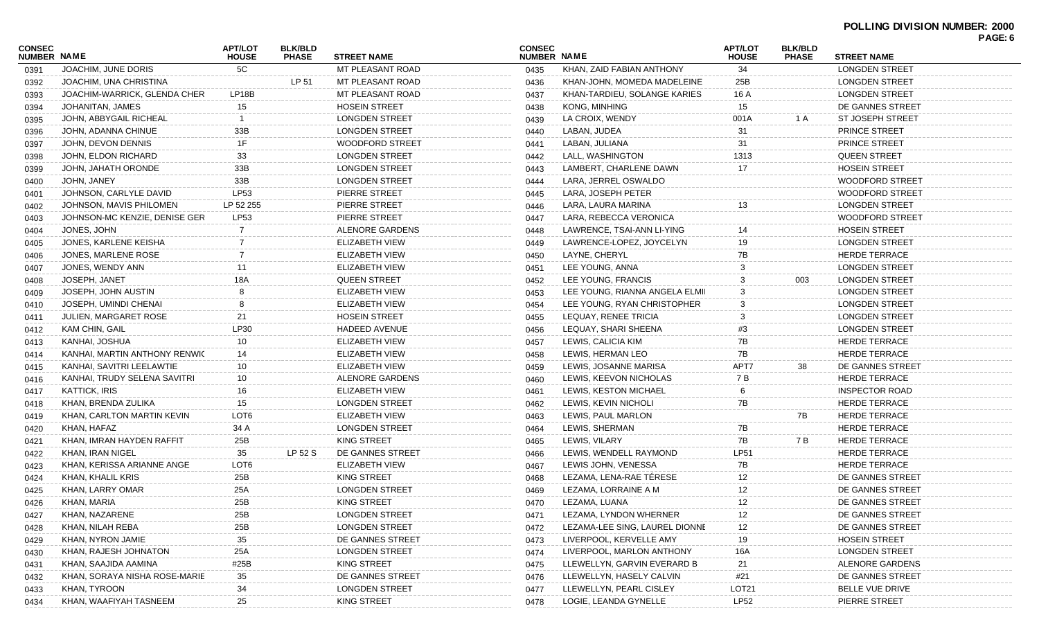**POLLING DIVISION NUMBER: 2000**

| CONSEC NUMBER | NAME | APT/LOT HOUSE | BLK/BLD PHASE | STREET NAME |
|---|---|---|---|---|
| 0391 | JOACHIM, JUNE DORIS | 5C | | MT PLEASANT ROAD |
| 0392 | JOACHIM, UNA CHRISTINA | | LP 51 | MT PLEASANT ROAD |
| 0393 | JOACHIM-WARRICK, GLENDA CHER | LP18B | | MT PLEASANT ROAD |
| 0394 | JOHANITAN, JAMES | 15 | | HOSEIN STREET |
| 0395 | JOHN, ABBYGAIL RICHEAL | 1 | | LONGDEN STREET |
| 0396 | JOHN, ADANNA CHINUE | 33B | | LONGDEN STREET |
| 0397 | JOHN, DEVON DENNIS | 1F | | WOODFORD STREET |
| 0398 | JOHN, ELDON RICHARD | 33 | | LONGDEN STREET |
| 0399 | JOHN, JAHATH ORONDE | 33B | | LONGDEN STREET |
| 0400 | JOHN, JANEY | 33B | | LONGDEN STREET |
| 0401 | JOHNSON, CARLYLE DAVID | LP53 | | PIERRE STREET |
| 0402 | JOHNSON, MAVIS PHILOMEN | LP 52 255 | | PIERRE STREET |
| 0403 | JOHNSON-MC KENZIE, DENISE GER | LP53 | | PIERRE STREET |
| 0404 | JONES, JOHN | 7 | | ALENORE GARDENS |
| 0405 | JONES, KARLENE KEISHA | 7 | | ELIZABETH VIEW |
| 0406 | JONES, MARLENE ROSE | 7 | | ELIZABETH VIEW |
| 0407 | JONES, WENDY ANN | 11 | | ELIZABETH VIEW |
| 0408 | JOSEPH, JANET | 18A | | QUEEN STREET |
| 0409 | JOSEPH, JOHN AUSTIN | 8 | | ELIZABETH VIEW |
| 0410 | JOSEPH, UMINDI CHENAI | 8 | | ELIZABETH VIEW |
| 0411 | JULIEN, MARGARET ROSE | 21 | | HOSEIN STREET |
| 0412 | KAM CHIN, GAIL | LP30 | | HADEED AVENUE |
| 0413 | KANHAI, JOSHUA | 10 | | ELIZABETH VIEW |
| 0414 | KANHAI, MARTIN ANTHONY RENWIC | 14 | | ELIZABETH VIEW |
| 0415 | KANHAI, SAVITRI LEELAWTIE | 10 | | ELIZABETH VIEW |
| 0416 | KANHAI, TRUDY SELENA SAVITRI | 10 | | ALENORE GARDENS |
| 0417 | KATTICK, IRIS | 16 | | ELIZABETH VIEW |
| 0418 | KHAN, BRENDA ZULIKA | 15 | | LONGDEN STREET |
| 0419 | KHAN, CARLTON MARTIN KEVIN | LOT6 | | ELIZABETH VIEW |
| 0420 | KHAN, HAFAZ | 34 A | | LONGDEN STREET |
| 0421 | KHAN, IMRAN HAYDEN RAFFIT | 25B | | KING STREET |
| 0422 | KHAN, IRAN NIGEL | 35 | LP 52 S | DE GANNES STREET |
| 0423 | KHAN, KERISSA ARIANNE ANGE | LOT6 | | ELIZABETH VIEW |
| 0424 | KHAN, KHALIL KRIS | 25B | | KING STREET |
| 0425 | KHAN, LARRY OMAR | 25A | | LONGDEN STREET |
| 0426 | KHAN, MARIA | 25B | | KING STREET |
| 0427 | KHAN, NAZARENE | 25B | | LONGDEN STREET |
| 0428 | KHAN, NILAH REBA | 25B | | LONGDEN STREET |
| 0429 | KHAN, NYRON JAMIE | 35 | | DE GANNES STREET |
| 0430 | KHAN, RAJESH JOHNATON | 25A | | LONGDEN STREET |
| 0431 | KHAN, SAAJIDA AAMINA | #25B | | KING STREET |
| 0432 | KHAN, SORAYA NISHA ROSE-MARIE | 35 | | DE GANNES STREET |
| 0433 | KHAN, TYROON | 34 | | LONGDEN STREET |
| 0434 | KHAN, WAAFIYAH TASNEEM | 25 | | KING STREET |
| 0435 | KHAN, ZAID FABIAN ANTHONY | 34 | | LONGDEN STREET |
| 0436 | KHAN-JOHN, MOMEDA MADELEINE | 25B | | LONGDEN STREET |
| 0437 | KHAN-TARDIEU, SOLANGE KARIES | 16 A | | LONGDEN STREET |
| 0438 | KONG, MINHING | 15 | | DE GANNES STREET |
| 0439 | LA CROIX, WENDY | 001A | 1 A | ST JOSEPH STREET |
| 0440 | LABAN, JUDEA | 31 | | PRINCE STREET |
| 0441 | LABAN, JULIANA | 31 | | PRINCE STREET |
| 0442 | LALL, WASHINGTON | 1313 | | QUEEN STREET |
| 0443 | LAMBERT, CHARLENE DAWN | 17 | | HOSEIN STREET |
| 0444 | LARA, JERREL OSWALDO | | | WOODFORD STREET |
| 0445 | LARA, JOSEPH PETER | | | WOODFORD STREET |
| 0446 | LARA, LAURA MARINA | 13 | | LONGDEN STREET |
| 0447 | LARA, REBECCA VERONICA | | | WOODFORD STREET |
| 0448 | LAWRENCE, TSAI-ANN LI-YING | 14 | | HOSEIN STREET |
| 0449 | LAWRENCE-LOPEZ, JOYCELYN | 19 | | LONGDEN STREET |
| 0450 | LAYNE, CHERYL | 7B | | HERDE TERRACE |
| 0451 | LEE YOUNG, ANNA | 3 | | LONGDEN STREET |
| 0452 | LEE YOUNG, FRANCIS | 3 | 003 | LONGDEN STREET |
| 0453 | LEE YOUNG, RIANNA ANGELA ELMII | 3 | | LONGDEN STREET |
| 0454 | LEE YOUNG, RYAN CHRISTOPHER | 3 | | LONGDEN STREET |
| 0455 | LEQUAY, RENEE TRICIA | 3 | | LONGDEN STREET |
| 0456 | LEQUAY, SHARI SHEENA | #3 | | LONGDEN STREET |
| 0457 | LEWIS, CALICIA KIM | 7B | | HERDE TERRACE |
| 0458 | LEWIS, HERMAN LEO | 7B | | HERDE TERRACE |
| 0459 | LEWIS, JOSANNE MARISA | APT7 | 38 | DE GANNES STREET |
| 0460 | LEWIS, KEEVON NICHOLAS | 7 B | | HERDE TERRACE |
| 0461 | LEWIS, KESTON MICHAEL | 6 | | INSPECTOR ROAD |
| 0462 | LEWIS, KEVIN NICHOLI | 7B | | HERDE TERRACE |
| 0463 | LEWIS, PAUL MARLON | | 7B | HERDE TERRACE |
| 0464 | LEWIS, SHERMAN | 7B | | HERDE TERRACE |
| 0465 | LEWIS, VILARY | 7B | 7 B | HERDE TERRACE |
| 0466 | LEWIS, WENDELL RAYMOND | LP51 | | HERDE TERRACE |
| 0467 | LEWIS JOHN, VENESSA | 7B | | HERDE TERRACE |
| 0468 | LEZAMA, LENA-RAE TÉRESE | 12 | | DE GANNES STREET |
| 0469 | LEZAMA, LORRAINE A M | 12 | | DE GANNES STREET |
| 0470 | LEZAMA, LUANA | 12 | | DE GANNES STREET |
| 0471 | LEZAMA, LYNDON WHERNER | 12 | | DE GANNES STREET |
| 0472 | LEZAMA-LEE SING, LAUREL DIONNE | 12 | | DE GANNES STREET |
| 0473 | LIVERPOOL, KERVELLE AMY | 19 | | HOSEIN STREET |
| 0474 | LIVERPOOL, MARLON ANTHONY | 16A | | LONGDEN STREET |
| 0475 | LLEWELLYN, GARVIN EVERARD B | 21 | | ALENORE GARDENS |
| 0476 | LLEWELLYN, HASELY CALVIN | #21 | | DE GANNES STREET |
| 0477 | LLEWELLYN, PEARL CISLEY | LOT21 | | BELLE VUE DRIVE |
| 0478 | LOGIE, LEANDA GYNELLE | LP52 | | PIERRE STREET |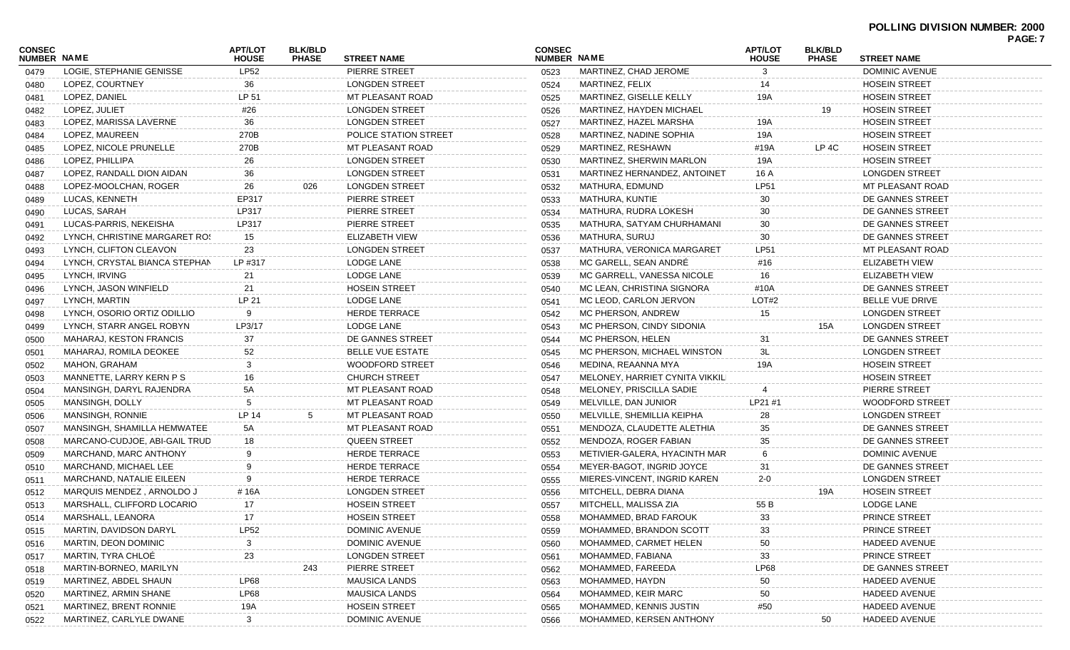**POLLING DIVISION NUMBER: 2000**

| CONSEC NUMBER | NAME | APT/LOT HOUSE | BLK/BLD PHASE | STREET NAME |
|---|---|---|---|---|
| 0479 | LOGIE, STEPHANIE GENISSE | LP52 | | PIERRE STREET |
| 0480 | LOPEZ, COURTNEY | 36 | | LONGDEN STREET |
| 0481 | LOPEZ, DANIEL | LP 51 | | MT PLEASANT ROAD |
| 0482 | LOPEZ, JULIET | #26 | | LONGDEN STREET |
| 0483 | LOPEZ, MARISSA LAVERNE | 36 | | LONGDEN STREET |
| 0484 | LOPEZ, MAUREEN | 270B | | POLICE STATION STREET |
| 0485 | LOPEZ, NICOLE PRUNELLE | 270B | | MT PLEASANT ROAD |
| 0486 | LOPEZ, PHILLIPA | 26 | | LONGDEN STREET |
| 0487 | LOPEZ, RANDALL DION AIDAN | 36 | | LONGDEN STREET |
| 0488 | LOPEZ-MOOLCHAN, ROGER | 26 | 026 | LONGDEN STREET |
| 0489 | LUCAS, KENNETH | EP317 | | PIERRE STREET |
| 0490 | LUCAS, SARAH | LP317 | | PIERRE STREET |
| 0491 | LUCAS-PARRIS, NEKEISHA | LP317 | | PIERRE STREET |
| 0492 | LYNCH, CHRISTINE MARGARET ROS | 15 | | ELIZABETH VIEW |
| 0493 | LYNCH, CLIFTON CLEAVON | 23 | | LONGDEN STREET |
| 0494 | LYNCH, CRYSTAL BIANCA STEPHAN | LP #317 | | LODGE LANE |
| 0495 | LYNCH, IRVING | 21 | | LODGE LANE |
| 0496 | LYNCH, JASON WINFIELD | 21 | | HOSEIN STREET |
| 0497 | LYNCH, MARTIN | LP 21 | | LODGE LANE |
| 0498 | LYNCH, OSORIO ORTIZ ODILLIO | 9 | | HERDE TERRACE |
| 0499 | LYNCH, STARR ANGEL ROBYN | LP3/17 | | LODGE LANE |
| 0500 | MAHARAJ, KESTON FRANCIS | 37 | | DE GANNES STREET |
| 0501 | MAHARAJ, ROMILA DEOKEE | 52 | | BELLE VUE ESTATE |
| 0502 | MAHON, GRAHAM | 3 | | WOODFORD STREET |
| 0503 | MANNETTE, LARRY KERN P S | 16 | | CHURCH STREET |
| 0504 | MANSINGH, DARYL RAJENDRA | 5A | | MT PLEASANT ROAD |
| 0505 | MANSINGH, DOLLY | 5 | | MT PLEASANT ROAD |
| 0506 | MANSINGH, RONNIE | LP 14 | 5 | MT PLEASANT ROAD |
| 0507 | MANSINGH, SHAMILLA HEMWATEE | 5A | | MT PLEASANT ROAD |
| 0508 | MARCANO-CUDJOE, ABI-GAIL TRUD | 18 | | QUEEN STREET |
| 0509 | MARCHAND, MARC ANTHONY | 9 | | HERDE TERRACE |
| 0510 | MARCHAND, MICHAEL LEE | 9 | | HERDE TERRACE |
| 0511 | MARCHAND, NATALIE EILEEN | 9 | | HERDE TERRACE |
| 0512 | MARQUIS MENDEZ , ARNOLDO J | # 16A | | LONGDEN STREET |
| 0513 | MARSHALL, CLIFFORD LOCARIO | 17 | | HOSEIN STREET |
| 0514 | MARSHALL, LEANORA | 17 | | HOSEIN STREET |
| 0515 | MARTIN, DAVIDSON DARYL | LP52 | | DOMINIC AVENUE |
| 0516 | MARTIN, DEON DOMINIC | 3 | | DOMINIC AVENUE |
| 0517 | MARTIN, TYRA CHLOÉ | 23 | | LONGDEN STREET |
| 0518 | MARTIN-BORNEO, MARILYN | | 243 | PIERRE STREET |
| 0519 | MARTINEZ, ABDEL SHAUN | LP68 | | MAUSICA LANDS |
| 0520 | MARTINEZ, ARMIN SHANE | LP68 | | MAUSICA LANDS |
| 0521 | MARTINEZ, BRENT RONNIE | 19A | | HOSEIN STREET |
| 0522 | MARTINEZ, CARLYLE DWANE | 3 | | DOMINIC AVENUE |
| 0523 | MARTINEZ, CHAD JEROME | 3 | | DOMINIC AVENUE |
| 0524 | MARTINEZ, FELIX | 14 | | HOSEIN STREET |
| 0525 | MARTINEZ, GISELLE KELLY | 19A | | HOSEIN STREET |
| 0526 | MARTINEZ, HAYDEN MICHAEL | | 19 | HOSEIN STREET |
| 0527 | MARTINEZ, HAZEL MARSHA | 19A | | HOSEIN STREET |
| 0528 | MARTINEZ, NADINE SOPHIA | 19A | | HOSEIN STREET |
| 0529 | MARTINEZ, RESHAWN | #19A | LP 4C | HOSEIN STREET |
| 0530 | MARTINEZ, SHERWIN MARLON | 19A | | HOSEIN STREET |
| 0531 | MARTINEZ HERNANDEZ, ANTOINET | 16 A | | LONGDEN STREET |
| 0532 | MATHURA, EDMUND | LP51 | | MT PLEASANT ROAD |
| 0533 | MATHURA, KUNTIE | 30 | | DE GANNES STREET |
| 0534 | MATHURA, RUDRA LOKESH | 30 | | DE GANNES STREET |
| 0535 | MATHURA, SATYAM CHURHAMANI | 30 | | DE GANNES STREET |
| 0536 | MATHURA, SURUJ | 30 | | DE GANNES STREET |
| 0537 | MATHURA, VERONICA MARGARET | LP51 | | MT PLEASANT ROAD |
| 0538 | MC GARELL, SEAN ANDRÉ | #16 | | ELIZABETH VIEW |
| 0539 | MC GARRELL, VANESSA NICOLE | 16 | | ELIZABETH VIEW |
| 0540 | MC LEAN, CHRISTINA SIGNORA | #10A | | DE GANNES STREET |
| 0541 | MC LEOD, CARLON JERVON | LOT#2 | | BELLE VUE DRIVE |
| 0542 | MC PHERSON, ANDREW | 15 | | LONGDEN STREET |
| 0543 | MC PHERSON, CINDY SIDONIA | | 15A | LONGDEN STREET |
| 0544 | MC PHERSON, HELEN | 31 | | DE GANNES STREET |
| 0545 | MC PHERSON, MICHAEL WINSTON | 3L | | LONGDEN STREET |
| 0546 | MEDINA, REAANNA MYA | 19A | | HOSEIN STREET |
| 0547 | MELONEY, HARRIET CYNITA VIKKIL | | | HOSEIN STREET |
| 0548 | MELONEY, PRISCILLA SADIE | 4 | | PIERRE STREET |
| 0549 | MELVILLE, DAN JUNIOR | LP21 #1 | | WOODFORD STREET |
| 0550 | MELVILLE, SHEMILLIA KEIPHA | 28 | | LONGDEN STREET |
| 0551 | MENDOZA, CLAUDETTE ALETHIA | 35 | | DE GANNES STREET |
| 0552 | MENDOZA, ROGER FABIAN | 35 | | DE GANNES STREET |
| 0553 | METIVIER-GALERA, HYACINTH MAR | 6 | | DOMINIC AVENUE |
| 0554 | MEYER-BAGOT, INGRID JOYCE | 31 | | DE GANNES STREET |
| 0555 | MIERES-VINCENT, INGRID KAREN | 2-0 | | LONGDEN STREET |
| 0556 | MITCHELL, DEBRA DIANA | | 19A | HOSEIN STREET |
| 0557 | MITCHELL, MALISSA ZIA | 55 B | | LODGE LANE |
| 0558 | MOHAMMED, BRAD FAROUK | 33 | | PRINCE STREET |
| 0559 | MOHAMMED, BRANDON SCOTT | 33 | | PRINCE STREET |
| 0560 | MOHAMMED, CARMET HELEN | 50 | | HADEED AVENUE |
| 0561 | MOHAMMED, FABIANA | 33 | | PRINCE STREET |
| 0562 | MOHAMMED, FAREEDA | LP68 | | DE GANNES STREET |
| 0563 | MOHAMMED, HAYDN | 50 | | HADEED AVENUE |
| 0564 | MOHAMMED, KEIR MARC | 50 | | HADEED AVENUE |
| 0565 | MOHAMMED, KENNIS JUSTIN | #50 | | HADEED AVENUE |
| 0566 | MOHAMMED, KERSEN ANTHONY | | 50 | HADEED AVENUE |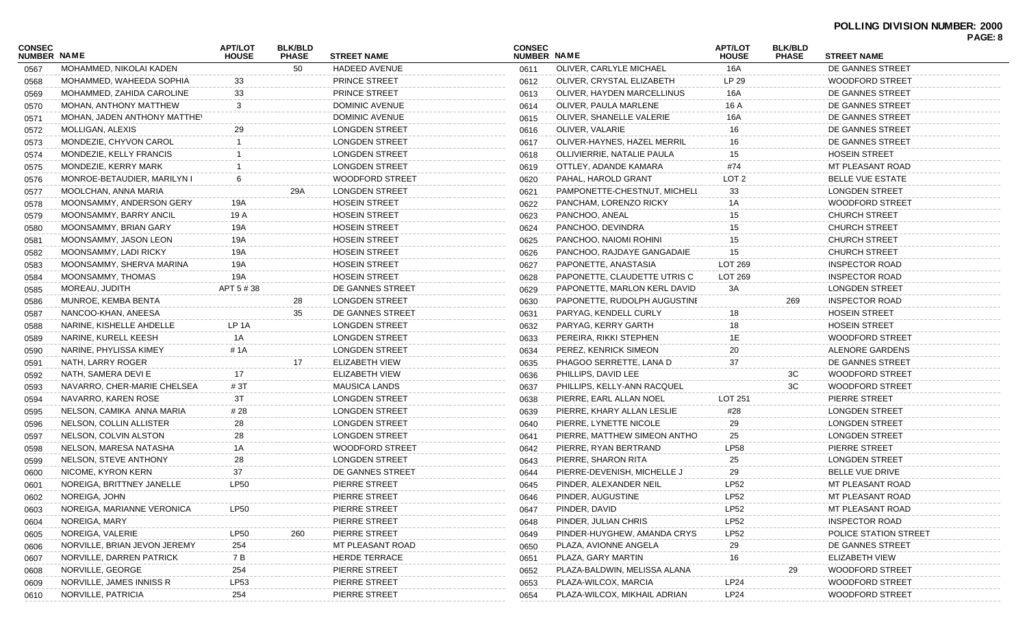**POLLING DIVISION NUMBER: 2000**

| CONSEC NUMBER | NAME | APT/LOT HOUSE | BLK/BLD PHASE | STREET NAME |
|---|---|---|---|---|
| 0567 | MOHAMMED, NIKOLAI KADEN | | 50 | HADEED AVENUE |
| 0568 | MOHAMMED, WAHEEDA SOPHIA | 33 | | PRINCE STREET |
| 0569 | MOHAMMED, ZAHIDA CAROLINE | 33 | | PRINCE STREET |
| 0570 | MOHAN, ANTHONY MATTHEW | 3 | | DOMINIC AVENUE |
| 0571 | MOHAN, JADEN ANTHONY MATTHEW | | | DOMINIC AVENUE |
| 0572 | MOLLIGAN, ALEXIS | 29 | | LONGDEN STREET |
| 0573 | MONDEZIE, CHYVON CAROL | 1 | | LONGDEN STREET |
| 0574 | MONDEZIE, KELLY FRANCIS | 1 | | LONGDEN STREET |
| 0575 | MONDEZIE, KERRY MARK | 1 | | LONGDEN STREET |
| 0576 | MONROE-BETAUDIER, MARILYN I | 6 | | WOODFORD STREET |
| 0577 | MOOLCHAN, ANNA MARIA | | 29A | LONGDEN STREET |
| 0578 | MOONSAMMY, ANDERSON GERY | 19A | | HOSEIN STREET |
| 0579 | MOONSAMMY, BARRY ANCIL | 19 A | | HOSEIN STREET |
| 0580 | MOONSAMMY, BRIAN GARY | 19A | | HOSEIN STREET |
| 0581 | MOONSAMMY, JASON LEON | 19A | | HOSEIN STREET |
| 0582 | MOONSAMMY, LADI RICKY | 19A | | HOSEIN STREET |
| 0583 | MOONSAMMY, SHERVA MARINA | 19A | | HOSEIN STREET |
| 0584 | MOONSAMMY, THOMAS | 19A | | HOSEIN STREET |
| 0585 | MOREAU, JUDITH | APT 5 # 38 | | DE GANNES STREET |
| 0586 | MUNROE, KEMBA BENTA | | 28 | LONGDEN STREET |
| 0587 | NANCOO-KHAN, ANEESA | | 35 | DE GANNES STREET |
| 0588 | NARINE, KISHELLE AHDELLE | LP 1A | | LONGDEN STREET |
| 0589 | NARINE, KURELL KEESH | 1A | | LONGDEN STREET |
| 0590 | NARINE, PHYLISSA KIMEY | # 1A | | LONGDEN STREET |
| 0591 | NATH, LARRY ROGER | | 17 | ELIZABETH VIEW |
| 0592 | NATH, SAMERA DEVI E | 17 | | ELIZABETH VIEW |
| 0593 | NAVARRO, CHER-MARIE CHELSEA | # 3T | | MAUSICA LANDS |
| 0594 | NAVARRO, KAREN ROSE | 3T | | LONGDEN STREET |
| 0595 | NELSON, CAMIKA ANNA MARIA | # 28 | | LONGDEN STREET |
| 0596 | NELSON, COLLIN ALLISTER | 28 | | LONGDEN STREET |
| 0597 | NELSON, COLVIN ALSTON | 28 | | LONGDEN STREET |
| 0598 | NELSON, MARESA NATASHA | 1A | | WOODFORD STREET |
| 0599 | NELSON, STEVE ANTHONY | 28 | | LONGDEN STREET |
| 0600 | NICOME, KYRON KERN | 37 | | DE GANNES STREET |
| 0601 | NOREIGA, BRITTNEY JANELLE | LP50 | | PIERRE STREET |
| 0602 | NOREIGA, JOHN | | | PIERRE STREET |
| 0603 | NOREIGA, MARIANNE VERONICA | LP50 | | PIERRE STREET |
| 0604 | NOREIGA, MARY | | | PIERRE STREET |
| 0605 | NOREIGA, VALERIE | LP50 | 260 | PIERRE STREET |
| 0606 | NORVILLE, BRIAN JEVON JEREMY | 254 | | MT PLEASANT ROAD |
| 0607 | NORVILLE, DARREN PATRICK | 7 B | | HERDE TERRACE |
| 0608 | NORVILLE, GEORGE | 254 | | PIERRE STREET |
| 0609 | NORVILLE, JAMES INNISS R | LP53 | | PIERRE STREET |
| 0610 | NORVILLE, PATRICIA | 254 | | PIERRE STREET |
| 0611 | OLIVER, CARLYLE MICHAEL | 16A | | DE GANNES STREET |
| 0612 | OLIVER, CRYSTAL ELIZABETH | LP 29 | | WOODFORD STREET |
| 0613 | OLIVER, HAYDEN MARCELLINUS | 16A | | DE GANNES STREET |
| 0614 | OLIVER, PAULA MARLENE | 16 A | | DE GANNES STREET |
| 0615 | OLIVER, SHANELLE VALERIE | 16A | | DE GANNES STREET |
| 0616 | OLIVER, VALARIE | 16 | | DE GANNES STREET |
| 0617 | OLIVER-HAYNES, HAZEL MERRIL | 16 | | DE GANNES STREET |
| 0618 | OLLIVIERRIE, NATALIE PAULA | 15 | | HOSEIN STREET |
| 0619 | OTTLEY, ADANDE KAMARA | #74 | | MT PLEASANT ROAD |
| 0620 | PAHAL, HAROLD GRANT | LOT 2 | | BELLE VUE ESTATE |
| 0621 | PAMPONETTE-CHESTNUT, MICHELL | 33 | | LONGDEN STREET |
| 0622 | PANCHAM, LORENZO RICKY | 1A | | WOODFORD STREET |
| 0623 | PANCHOO, ANEAL | 15 | | CHURCH STREET |
| 0624 | PANCHOO, DEVINDRA | 15 | | CHURCH STREET |
| 0625 | PANCHOO, NAIOMI ROHINI | 15 | | CHURCH STREET |
| 0626 | PANCHOO, RAJDAYE GANGADAIE | 15 | | CHURCH STREET |
| 0627 | PAPONETTE, ANASTASIA | LOT 269 | | INSPECTOR ROAD |
| 0628 | PAPONETTE, CLAUDETTE UTRIS C | LOT 269 | | INSPECTOR ROAD |
| 0629 | PAPONETTE, MARLON KERL DAVID | 3A | | LONGDEN STREET |
| 0630 | PAPONETTE, RUDOLPH AUGUSTINE | | 269 | INSPECTOR ROAD |
| 0631 | PARYAG, KENDELL CURLY | 18 | | HOSEIN STREET |
| 0632 | PARYAG, KERRY GARTH | 18 | | HOSEIN STREET |
| 0633 | PEREIRA, RIKKI STEPHEN | 1E | | WOODFORD STREET |
| 0634 | PEREZ, KENRICK SIMEON | 20 | | ALENORE GARDENS |
| 0635 | PHAGOO SERRETTE, LANA D | 37 | | DE GANNES STREET |
| 0636 | PHILLIPS, DAVID LEE | | 3C | WOODFORD STREET |
| 0637 | PHILLIPS, KELLY-ANN RACQUEL | | 3C | WOODFORD STREET |
| 0638 | PIERRE, EARL ALLAN NOEL | LOT 251 | | PIERRE STREET |
| 0639 | PIERRE, KHARY ALLAN LESLIE | #28 | | LONGDEN STREET |
| 0640 | PIERRE, LYNETTE NICOLE | 29 | | LONGDEN STREET |
| 0641 | PIERRE, MATTHEW SIMEON ANTHO | 25 | | LONGDEN STREET |
| 0642 | PIERRE, RYAN BERTRAND | LP58 | | PIERRE STREET |
| 0643 | PIERRE, SHARON RITA | 25 | | LONGDEN STREET |
| 0644 | PIERRE-DEVENISH, MICHELLE J | 29 | | BELLE VUE DRIVE |
| 0645 | PINDER, ALEXANDER NEIL | LP52 | | MT PLEASANT ROAD |
| 0646 | PINDER, AUGUSTINE | LP52 | | MT PLEASANT ROAD |
| 0647 | PINDER, DAVID | LP52 | | MT PLEASANT ROAD |
| 0648 | PINDER, JULIAN CHRIS | LP52 | | INSPECTOR ROAD |
| 0649 | PINDER-HUYGHEW, AMANDA CRYS | LP52 | | POLICE STATION STREET |
| 0650 | PLAZA, AVIONNE ANGELA | 29 | | DE GANNES STREET |
| 0651 | PLAZA, GARY MARTIN | 16 | | ELIZABETH VIEW |
| 0652 | PLAZA-BALDWIN, MELISSA ALANA | | 29 | WOODFORD STREET |
| 0653 | PLAZA-WILCOX, MARCIA | LP24 | | WOODFORD STREET |
| 0654 | PLAZA-WILCOX, MIKHAIL ADRIAN | LP24 | | WOODFORD STREET |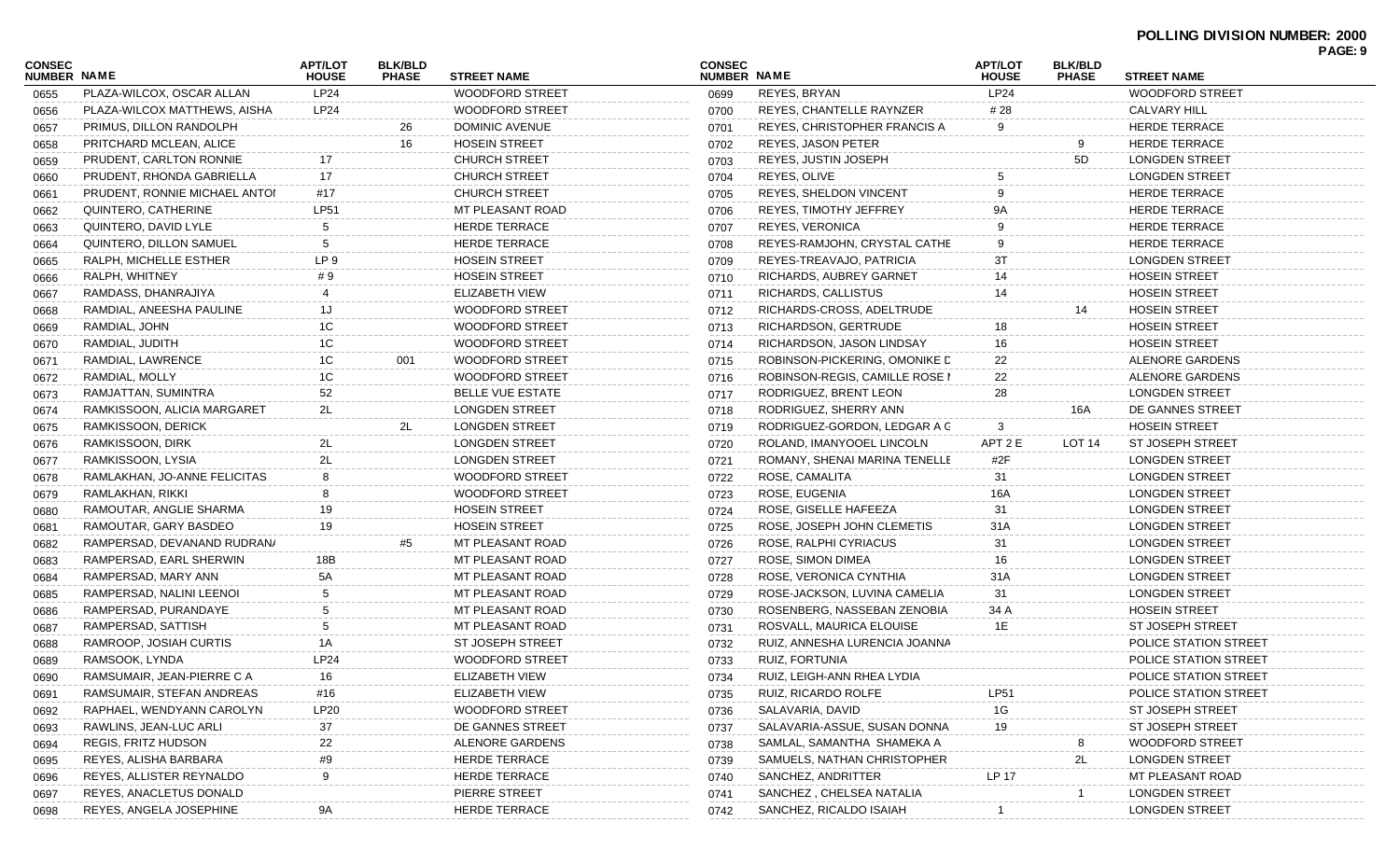**POLLING DIVISION NUMBER: 2000**

| CONSEC NUMBER | NAME | APT/LOT HOUSE | BLK/BLD PHASE | STREET NAME |
|---|---|---|---|---|
| 0655 | PLAZA-WILCOX, OSCAR ALLAN | LP24 | | WOODFORD STREET |
| 0656 | PLAZA-WILCOX MATTHEWS, AISHA | LP24 | | WOODFORD STREET |
| 0657 | PRIMUS, DILLON RANDOLPH | | 26 | DOMINIC AVENUE |
| 0658 | PRITCHARD MCLEAN, ALICE | | 16 | HOSEIN STREET |
| 0659 | PRUDENT, CARLTON RONNIE | 17 | | CHURCH STREET |
| 0660 | PRUDENT, RHONDA GABRIELLA | 17 | | CHURCH STREET |
| 0661 | PRUDENT, RONNIE MICHAEL ANTOI | #17 | | CHURCH STREET |
| 0662 | QUINTERO, CATHERINE | LP51 | | MT PLEASANT ROAD |
| 0663 | QUINTERO, DAVID LYLE | 5 | | HERDE TERRACE |
| 0664 | QUINTERO, DILLON SAMUEL | 5 | | HERDE TERRACE |
| 0665 | RALPH, MICHELLE ESTHER | LP 9 | | HOSEIN STREET |
| 0666 | RALPH, WHITNEY | # 9 | | HOSEIN STREET |
| 0667 | RAMDASS, DHANRAJIYA | 4 | | ELIZABETH VIEW |
| 0668 | RAMDIAL, ANEESHA PAULINE | 1J | | WOODFORD STREET |
| 0669 | RAMDIAL, JOHN | 1C | | WOODFORD STREET |
| 0670 | RAMDIAL, JUDITH | 1C | | WOODFORD STREET |
| 0671 | RAMDIAL, LAWRENCE | 1C | 001 | WOODFORD STREET |
| 0672 | RAMDIAL, MOLLY | 1C | | WOODFORD STREET |
| 0673 | RAMJATTAN, SUMINTRA | 52 | | BELLE VUE ESTATE |
| 0674 | RAMKISSOON, ALICIA MARGARET | 2L | | LONGDEN STREET |
| 0675 | RAMKISSOON, DERICK | | 2L | LONGDEN STREET |
| 0676 | RAMKISSOON, DIRK | 2L | | LONGDEN STREET |
| 0677 | RAMKISSOON, LYSIA | 2L | | LONGDEN STREET |
| 0678 | RAMLAKHAN, JO-ANNE FELICITAS | 8 | | WOODFORD STREET |
| 0679 | RAMLAKHAN, RIKKI | 8 | | WOODFORD STREET |
| 0680 | RAMOUTAR, ANGLIE SHARMA | 19 | | HOSEIN STREET |
| 0681 | RAMOUTAR, GARY BASDEO | 19 | | HOSEIN STREET |
| 0682 | RAMPERSAD, DEVANAND RUDRAN/ | | #5 | MT PLEASANT ROAD |
| 0683 | RAMPERSAD, EARL SHERWIN | 18B | | MT PLEASANT ROAD |
| 0684 | RAMPERSAD, MARY ANN | 5A | | MT PLEASANT ROAD |
| 0685 | RAMPERSAD, NALINI LEENOI | 5 | | MT PLEASANT ROAD |
| 0686 | RAMPERSAD, PURANDAYE | 5 | | MT PLEASANT ROAD |
| 0687 | RAMPERSAD, SATTISH | 5 | | MT PLEASANT ROAD |
| 0688 | RAMROOP, JOSIAH CURTIS | 1A | | ST JOSEPH STREET |
| 0689 | RAMSOOK, LYNDA | LP24 | | WOODFORD STREET |
| 0690 | RAMSUMAIR, JEAN-PIERRE C A | 16 | | ELIZABETH VIEW |
| 0691 | RAMSUMAIR, STEFAN ANDREAS | #16 | | ELIZABETH VIEW |
| 0692 | RAPHAEL, WENDYANN CAROLYN | LP20 | | WOODFORD STREET |
| 0693 | RAWLINS, JEAN-LUC ARLI | 37 | | DE GANNES STREET |
| 0694 | REGIS, FRITZ HUDSON | 22 | | ALENORE GARDENS |
| 0695 | REYES, ALISHA BARBARA | #9 | | HERDE TERRACE |
| 0696 | REYES, ALLISTER REYNALDO | 9 | | HERDE TERRACE |
| 0697 | REYES, ANACLETUS DONALD | | | PIERRE STREET |
| 0698 | REYES, ANGELA JOSEPHINE | 9A | | HERDE TERRACE |
| 0699 | REYES, BRYAN | LP24 | | WOODFORD STREET |
| 0700 | REYES, CHANTELLE RAYNZER | # 28 | | CALVARY HILL |
| 0701 | REYES, CHRISTOPHER FRANCIS A | 9 | | HERDE TERRACE |
| 0702 | REYES, JASON PETER | | 9 | HERDE TERRACE |
| 0703 | REYES, JUSTIN JOSEPH | | 5D | LONGDEN STREET |
| 0704 | REYES, OLIVE | 5 | | LONGDEN STREET |
| 0705 | REYES, SHELDON VINCENT | 9 | | HERDE TERRACE |
| 0706 | REYES, TIMOTHY JEFFREY | 9A | | HERDE TERRACE |
| 0707 | REYES, VERONICA | 9 | | HERDE TERRACE |
| 0708 | REYES-RAMJOHN, CRYSTAL CATHE | 9 | | HERDE TERRACE |
| 0709 | REYES-TREAVAJO, PATRICIA | 3T | | LONGDEN STREET |
| 0710 | RICHARDS, AUBREY GARNET | 14 | | HOSEIN STREET |
| 0711 | RICHARDS, CALLISTUS | 14 | | HOSEIN STREET |
| 0712 | RICHARDS-CROSS, ADELTRUDE | | 14 | HOSEIN STREET |
| 0713 | RICHARDSON, GERTRUDE | 18 | | HOSEIN STREET |
| 0714 | RICHARDSON, JASON LINDSAY | 16 | | HOSEIN STREET |
| 0715 | ROBINSON-PICKERING, OMONIKE D | 22 | | ALENORE GARDENS |
| 0716 | ROBINSON-REGIS, CAMILLE ROSE I | 22 | | ALENORE GARDENS |
| 0717 | RODRIGUEZ, BRENT LEON | 28 | | LONGDEN STREET |
| 0718 | RODRIGUEZ, SHERRY ANN | | 16A | DE GANNES STREET |
| 0719 | RODRIGUEZ-GORDON, LEDGAR A G | 3 | | HOSEIN STREET |
| 0720 | ROLAND, IMANYOOEL LINCOLN | APT 2 E | LOT 14 | ST JOSEPH STREET |
| 0721 | ROMANY, SHENAI MARINA TENELLE | #2F | | LONGDEN STREET |
| 0722 | ROSE, CAMALITA | 31 | | LONGDEN STREET |
| 0723 | ROSE, EUGENIA | 16A | | LONGDEN STREET |
| 0724 | ROSE, GISELLE HAFEEZA | 31 | | LONGDEN STREET |
| 0725 | ROSE, JOSEPH JOHN CLEMETIS | 31A | | LONGDEN STREET |
| 0726 | ROSE, RALPHI CYRIACUS | 31 | | LONGDEN STREET |
| 0727 | ROSE, SIMON DIMEA | 16 | | LONGDEN STREET |
| 0728 | ROSE, VERONICA CYNTHIA | 31A | | LONGDEN STREET |
| 0729 | ROSE-JACKSON, LUVINA CAMELIA | 31 | | LONGDEN STREET |
| 0730 | ROSENBERG, NASSEBAN ZENOBIA | 34 A | | HOSEIN STREET |
| 0731 | ROSVALL, MAURICA ELOUISE | 1E | | ST JOSEPH STREET |
| 0732 | RUIZ, ANNESHA LURENCIA JOANNA | | | POLICE STATION STREET |
| 0733 | RUIZ, FORTUNIA | | | POLICE STATION STREET |
| 0734 | RUIZ, LEIGH-ANN RHEA LYDIA | | | POLICE STATION STREET |
| 0735 | RUIZ, RICARDO ROLFE | LP51 | | POLICE STATION STREET |
| 0736 | SALAVARIA, DAVID | 1G | | ST JOSEPH STREET |
| 0737 | SALAVARIA-ASSUE, SUSAN DONNA | 19 | | ST JOSEPH STREET |
| 0738 | SAMLAL, SAMANTHA SHAMEKA A | | 8 | WOODFORD STREET |
| 0739 | SAMUELS, NATHAN CHRISTOPHER | | 2L | LONGDEN STREET |
| 0740 | SANCHEZ, ANDRITTER | LP 17 | | MT PLEASANT ROAD |
| 0741 | SANCHEZ , CHELSEA NATALIA | | 1 | LONGDEN STREET |
| 0742 | SANCHEZ, RICALDO ISAIAH | 1 | | LONGDEN STREET |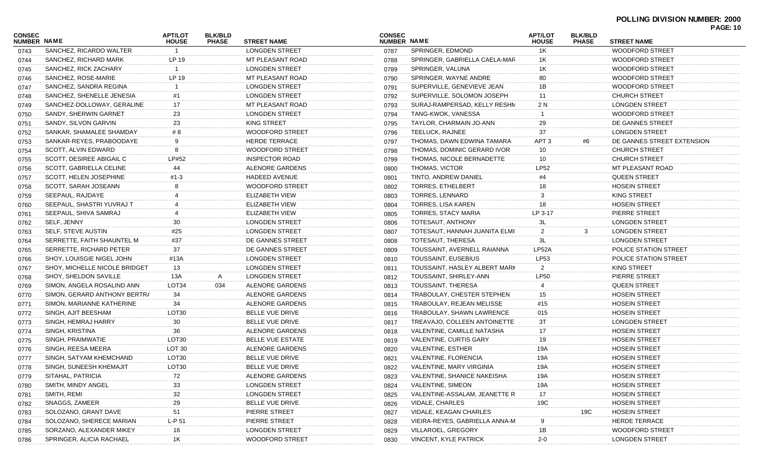**POLLING DIVISION NUMBER: 2000**

| CONSEC NUMBER | NAME | APT/LOT HOUSE | BLK/BLD PHASE | STREET NAME |
|---|---|---|---|---|
| 0743 | SANCHEZ, RICARDO WALTER | 1 | | LONGDEN STREET |
| 0744 | SANCHEZ, RICHARD MARK | LP 19 | | MT PLEASANT ROAD |
| 0745 | SANCHEZ, RICK ZACHARY | 1 | | LONGDEN STREET |
| 0746 | SANCHEZ, ROSE-MARIE | LP 19 | | MT PLEASANT ROAD |
| 0747 | SANCHEZ, SANDRA REGINA | 1 | | LONGDEN STREET |
| 0748 | SANCHEZ, SHENELLE JENESIA | #1 | | LONGDEN STREET |
| 0749 | SANCHEZ-DOLLOWAY, GERALINE | 17 | | MT PLEASANT ROAD |
| 0750 | SANDY, SHERWIN GARNET | 23 | | LONGDEN STREET |
| 0751 | SANDY, SILVON GARVIN | 23 | | KING STREET |
| 0752 | SANKAR, SHAMALEE SHAMDAY | # 8 | | WOODFORD STREET |
| 0753 | SANKAR-REYES, PRABOODAYE | 9 | | HERDE TERRACE |
| 0754 | SCOTT, ALVIN EDWARD | 8 | | WOODFORD STREET |
| 0755 | SCOTT, DESIREE ABIGAIL C | LP#52 | | INSPECTOR ROAD |
| 0756 | SCOTT, GABRIELLA CELINE | 44 | | ALENORE GARDENS |
| 0757 | SCOTT, HELEN JOSEPHINE | #1-3 | | HADEED AVENUE |
| 0758 | SCOTT, SARAH JOSEANN | 8 | | WOODFORD STREET |
| 0759 | SEEPAUL, RAJDAYE | 4 | | ELIZABETH VIEW |
| 0760 | SEEPAUL, SHASTRI YUVRAJ T | 4 | | ELIZABETH VIEW |
| 0761 | SEEPAUL, SHIVA SAMRAJ | 4 | | ELIZABETH VIEW |
| 0762 | SELF, JENNY | 30 | | LONGDEN STREET |
| 0763 | SELF, STEVE AUSTIN | #25 | | LONGDEN STREET |
| 0764 | SERRETTE, FAITH SHAUNTEL M | #37 | | DE GANNES STREET |
| 0765 | SERRETTE, RICHARD PETER | 37 | | DE GANNES STREET |
| 0766 | SHOY, LOUISGIE NIGEL JOHN | #13A | | LONGDEN STREET |
| 0767 | SHOY, MICHELLE NICOLE BRIDGET | 13 | | LONGDEN STREET |
| 0768 | SHOY, SHELDON SAVILLE | 13A | A | LONGDEN STREET |
| 0769 | SIMON, ANGELA ROSALIND ANN | LOT34 | 034 | ALENORE GARDENS |
| 0770 | SIMON, GERARD ANTHONY BERTRA | 34 | | ALENORE GARDENS |
| 0771 | SIMON, MARIANNE KATHERINE | 34 | | ALENORE GARDENS |
| 0772 | SINGH, AJIT BEESHAM | LOT30 | | BELLE VUE DRIVE |
| 0773 | SINGH, HEMRAJ HARRY | 30 | | BELLE VUE DRIVE |
| 0774 | SINGH, KRISTINA | 36 | | ALENORE GARDENS |
| 0775 | SINGH, PRAIMWATIE | LOT30 | | BELLE VUE ESTATE |
| 0776 | SINGH, REESA MEERA | LOT 30 | | ALENORE GARDENS |
| 0777 | SINGH, SATYAM KHEMCHAND | LOT30 | | BELLE VUE DRIVE |
| 0778 | SINGH, SUNEESH KHEMAJIT | LOT30 | | BELLE VUE DRIVE |
| 0779 | SITAHAL, PATRICIA | 72 | | ALENORE GARDENS |
| 0780 | SMITH, MINDY ANGEL | 33 | | LONGDEN STREET |
| 0781 | SMITH, REMI | 32 | | LONGDEN STREET |
| 0782 | SNAGGS, ZAMEER | 29 | | BELLE VUE DRIVE |
| 0783 | SOLOZANO, GRANT DAVE | 51 | | PIERRE STREET |
| 0784 | SOLOZANO, SHERECE MARIAN | L-P 51 | | PIERRE STREET |
| 0785 | SORZANO, ALEXANDER MIKEY | 16 | | LONGDEN STREET |
| 0786 | SPRINGER, ALICIA RACHAEL | 1K | | WOODFORD STREET |
| 0787 | SPRINGER, EDMOND | 1K | | WOODFORD STREET |
| 0788 | SPRINGER, GABRIELLA CAELA-MAR | 1K | | WOODFORD STREET |
| 0789 | SPRINGER, VALUNA | 1K | | WOODFORD STREET |
| 0790 | SPRINGER, WAYNE ANDRE | 80 | | WOODFORD STREET |
| 0791 | SUPERVILLE, GENEVIEVE JEAN | 1B | | WOODFORD STREET |
| 0792 | SUPERVILLE, SOLOMON JOSEPH | 11 | | CHURCH STREET |
| 0793 | SURAJ-RAMPERSAD, KELLY RESHM | 2 N | | LONGDEN STREET |
| 0794 | TANG-KWOK, VANESSA | 1 | | WOODFORD STREET |
| 0795 | TAYLOR, CHARMAIN JO-ANN | 29 | | DE GANNES STREET |
| 0796 | TEELUCK, RAJNEE | 37 | | LONGDEN STREET |
| 0797 | THOMAS, DAWN EDWINA TAMARA | APT 3 | #6 | DE GANNES STREET EXTENSION |
| 0798 | THOMAS, DOMINIC GERARD IVOR | 10 | | CHURCH STREET |
| 0799 | THOMAS, NICOLE BERNADETTE | 10 | | CHURCH STREET |
| 0800 | THOMAS, VICTOR | LP52 | | MT PLEASANT ROAD |
| 0801 | TINTO, ANDREW DANIEL | #4 | | QUEEN STREET |
| 0802 | TORRES, ETHELBERT | 18 | | HOSEIN STREET |
| 0803 | TORRES, LENNARD | 3 | | KING STREET |
| 0804 | TORRES, LISA KAREN | 18 | | HOSEIN STREET |
| 0805 | TORRES, STACY MARIA | LP 3-17 | | PIERRE STREET |
| 0806 | TOTESAUT, ANTHONY | 3L | | LONGDEN STREET |
| 0807 | TOTESAUT, HANNAH JUANITA ELMI | 2 | 3 | LONGDEN STREET |
| 0808 | TOTESAUT, THERESA | 3L | | LONGDEN STREET |
| 0809 | TOUSSAINT, AVERNELL RAIANNA | LP52A | | POLICE STATION STREET |
| 0810 | TOUSSAINT, EUSEBIUS | LP53 | | POLICE STATION STREET |
| 0811 | TOUSSAINT, HASLEY ALBERT MARK | 2 | | KING STREET |
| 0812 | TOUSSAINT, SHIRLEY-ANN | LP50 | | PIERRE STREET |
| 0813 | TOUSSAINT, THERESA | 4 | | QUEEN STREET |
| 0814 | TRABOULAY, CHESTER STEPHEN | 15 | | HOSEIN STREET |
| 0815 | TRABOULAY, REJEAN MELISSE | #15 | | HOSEIN STREET |
| 0816 | TRABOULAY, SHAWN LAWRENCE | 015 | | HOSEIN STREET |
| 0817 | TREAVAJO, COLLEEN ANTOINETTE | 3T | | LONGDEN STREET |
| 0818 | VALENTINE, CAMILLE NATASHA | 17 | | HOSEIN STREET |
| 0819 | VALENTINE, CURTIS GARY | 19 | | HOSEIN STREET |
| 0820 | VALENTINE, ESTHER | 19A | | HOSEIN STREET |
| 0821 | VALENTINE, FLORENCIA | 19A | | HOSEIN STREET |
| 0822 | VALENTINE, MARY VIRGINIA | 19A | | HOSEIN STREET |
| 0823 | VALENTINE, SHANICE NAKEISHA | 19A | | HOSEIN STREET |
| 0824 | VALENTINE, SIMEON | 19A | | HOSEIN STREET |
| 0825 | VALENTINE-ASSALAM, JEANETTE R | 17 | | HOSEIN STREET |
| 0826 | VIDALE, CHARLES | 19C | | HOSEIN STREET |
| 0827 | VIDALE, KEAGAN CHARLES | | 19C | HOSEIN STREET |
| 0828 | VIEIRA-REYES, GABRIELLA ANNA-M | 9 | | HERDE TERRACE |
| 0829 | VILLAROEL, GREGORY | 1B | | WOODFORD STREET |
| 0830 | VINCENT, KYLE PATRICK | 2-0 | | LONGDEN STREET |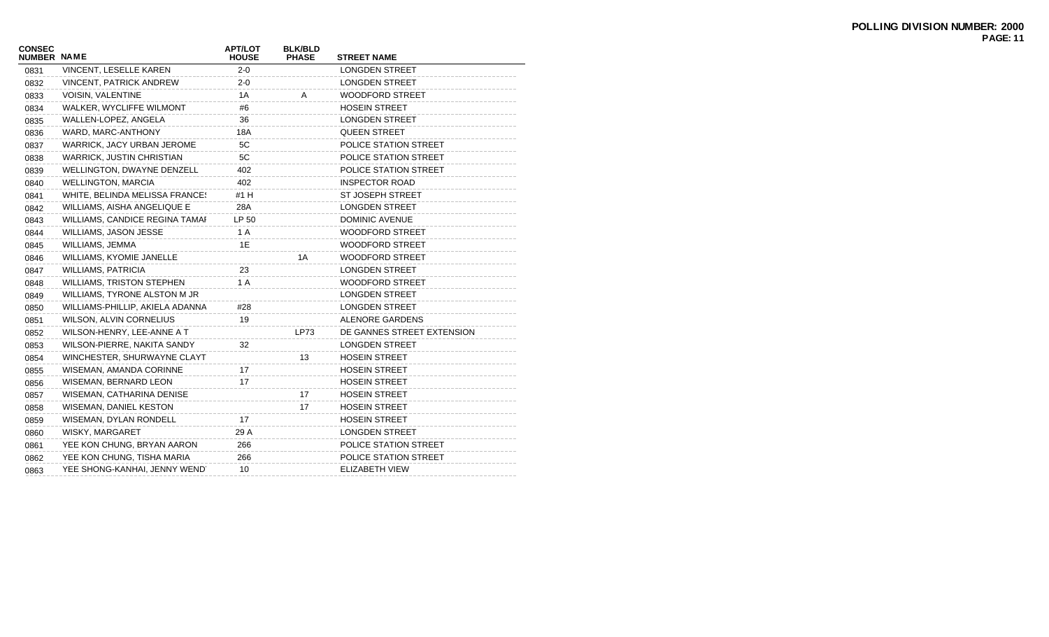**POLLING DIVISION NUMBER: 2000**

| CONSEC NUMBER | NAME | APT/LOT HOUSE | BLK/BLD PHASE | STREET NAME |
|---|---|---|---|---|
| 0831 | VINCENT, LESELLE KAREN | 2-0 | | LONGDEN STREET |
| 0832 | VINCENT, PATRICK ANDREW | 2-0 | | LONGDEN STREET |
| 0833 | VOISIN, VALENTINE | 1A | A | WOODFORD STREET |
| 0834 | WALKER, WYCLIFFE WILMONT | #6 | | HOSEIN STREET |
| 0835 | WALLEN-LOPEZ, ANGELA | 36 | | LONGDEN STREET |
| 0836 | WARD, MARC-ANTHONY | 18A | | QUEEN STREET |
| 0837 | WARRICK, JACY URBAN JEROME | 5C | | POLICE STATION STREET |
| 0838 | WARRICK, JUSTIN CHRISTIAN | 5C | | POLICE STATION STREET |
| 0839 | WELLINGTON, DWAYNE DENZELL | 402 | | POLICE STATION STREET |
| 0840 | WELLINGTON, MARCIA | 402 | | INSPECTOR ROAD |
| 0841 | WHITE, BELINDA MELISSA FRANCES | #1 H | | ST JOSEPH STREET |
| 0842 | WILLIAMS, AISHA ANGELIQUE E | 28A | | LONGDEN STREET |
| 0843 | WILLIAMS, CANDICE REGINA TAMAI | LP 50 | | DOMINIC AVENUE |
| 0844 | WILLIAMS, JASON JESSE | 1 A | | WOODFORD STREET |
| 0845 | WILLIAMS, JEMMA | 1E | | WOODFORD STREET |
| 0846 | WILLIAMS, KYOMIE JANELLE | | 1A | WOODFORD STREET |
| 0847 | WILLIAMS, PATRICIA | 23 | | LONGDEN STREET |
| 0848 | WILLIAMS, TRISTON STEPHEN | 1 A | | WOODFORD STREET |
| 0849 | WILLIAMS, TYRONE ALSTON M JR | | | LONGDEN STREET |
| 0850 | WILLIAMS-PHILLIP, AKIELA ADANNA | #28 | | LONGDEN STREET |
| 0851 | WILSON, ALVIN CORNELIUS | 19 | | ALENORE GARDENS |
| 0852 | WILSON-HENRY, LEE-ANNE A T | | LP73 | DE GANNES STREET EXTENSION |
| 0853 | WILSON-PIERRE, NAKITA SANDY | 32 | | LONGDEN STREET |
| 0854 | WINCHESTER, SHURWAYNE CLAYT | | 13 | HOSEIN STREET |
| 0855 | WISEMAN, AMANDA CORINNE | 17 | | HOSEIN STREET |
| 0856 | WISEMAN, BERNARD LEON | 17 | | HOSEIN STREET |
| 0857 | WISEMAN, CATHARINA DENISE | | 17 | HOSEIN STREET |
| 0858 | WISEMAN, DANIEL KESTON | | 17 | HOSEIN STREET |
| 0859 | WISEMAN, DYLAN RONDELL | 17 | | HOSEIN STREET |
| 0860 | WISKY, MARGARET | 29 A | | LONGDEN STREET |
| 0861 | YEE KON CHUNG, BRYAN AARON | 266 | | POLICE STATION STREET |
| 0862 | YEE KON CHUNG, TISHA MARIA | 266 | | POLICE STATION STREET |
| 0863 | YEE SHONG-KANHAI, JENNY WENDY | 10 | | ELIZABETH VIEW |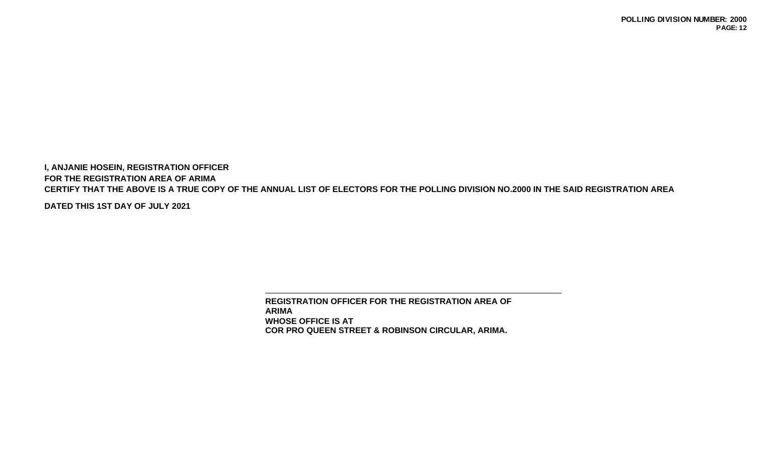**I, ANJANIE HOSEIN, REGISTRATION OFFICER**
**FOR THE REGISTRATION AREA OF ARIMA**
**CERTIFY THAT THE ABOVE IS A TRUE COPY OF THE ANNUAL LIST OF ELECTORS FOR THE POLLING DIVISION NO.2000 IN THE SAID REGISTRATION AREA**

**DATED THIS 1ST DAY OF JULY 2021**

---

**REGISTRATION OFFICER FOR THE REGISTRATION AREA OF ARIMA**
**WHOSE OFFICE IS AT**
**COR PRO QUEEN STREET & ROBINSON CIRCULAR, ARIMA.**